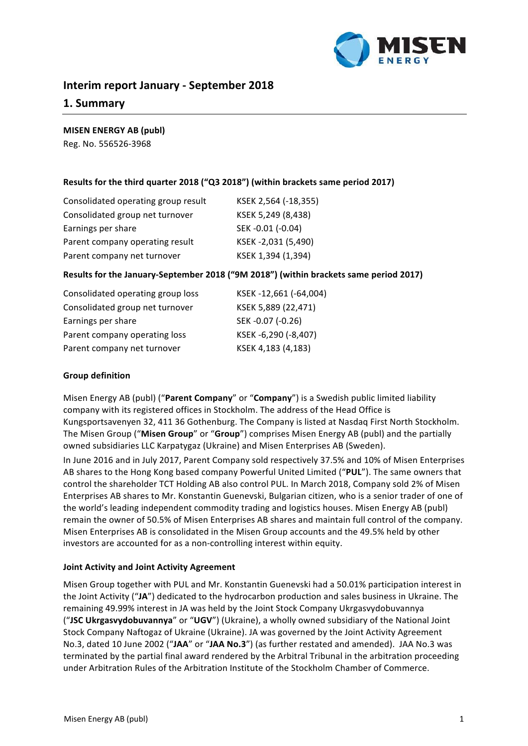# Interim report January - September 2018

## 1. Summary

**MISEN ENERGY AB (publ)**
Reg. No. 556526-3968

**Results for the third quarter 2018 ("Q3 2018") (within brackets same period 2017)**

| | |
|---|---|
| Consolidated operating group result | KSEK 2,564 (-18,355) |
| Consolidated group net turnover | KSEK 5,249 (8,438) |
| Earnings per share | SEK -0.01 (-0.04) |
| Parent company operating result | KSEK -2,031 (5,490) |
| Parent company net turnover | KSEK 1,394 (1,394) |

**Results for the January-September 2018 ("9M 2018") (within brackets same period 2017)**

| | |
|---|---|
| Consolidated operating group loss | KSEK -12,661 (-64,004) |
| Consolidated group net turnover | KSEK 5,889 (22,471) |
| Earnings per share | SEK -0.07 (-0.26) |
| Parent company operating loss | KSEK -6,290 (-8,407) |
| Parent company net turnover | KSEK 4,183 (4,183) |

**Group definition**

Misen Energy AB (publ) ("**Parent Company**" or "**Company**") is a Swedish public limited liability company with its registered offices in Stockholm. The address of the Head Office is Kungsportsavenyen 32, 411 36 Gothenburg. The Company is listed at Nasdaq First North Stockholm. The Misen Group ("**Misen Group**" or "**Group**") comprises Misen Energy AB (publ) and the partially owned subsidiaries LLC Karpatygaz (Ukraine) and Misen Enterprises AB (Sweden).

In June 2016 and in July 2017, Parent Company sold respectively 37.5% and 10% of Misen Enterprises AB shares to the Hong Kong based company Powerful United Limited ("**PUL**"). The same owners that control the shareholder TCT Holding AB also control PUL. In March 2018, Company sold 2% of Misen Enterprises AB shares to Mr. Konstantin Guenevski, Bulgarian citizen, who is a senior trader of one of the world's leading independent commodity trading and logistics houses. Misen Energy AB (publ) remain the owner of 50.5% of Misen Enterprises AB shares and maintain full control of the company. Misen Enterprises AB is consolidated in the Misen Group accounts and the 49.5% held by other investors are accounted for as a non-controlling interest within equity.

**Joint Activity and Joint Activity Agreement**

Misen Group together with PUL and Mr. Konstantin Guenevski had a 50.01% participation interest in the Joint Activity ("**JA**") dedicated to the hydrocarbon production and sales business in Ukraine. The remaining 49.99% interest in JA was held by the Joint Stock Company Ukrgasvydobuvannya ("**JSC Ukrgasvydobuvannya**" or "**UGV**") (Ukraine), a wholly owned subsidiary of the National Joint Stock Company Naftogaz of Ukraine (Ukraine). JA was governed by the Joint Activity Agreement No.3, dated 10 June 2002 ("**JAA**" or "**JAA No.3**") (as further restated and amended). JAA No.3 was terminated by the partial final award rendered by the Arbitral Tribunal in the arbitration proceeding under Arbitration Rules of the Arbitration Institute of the Stockholm Chamber of Commerce.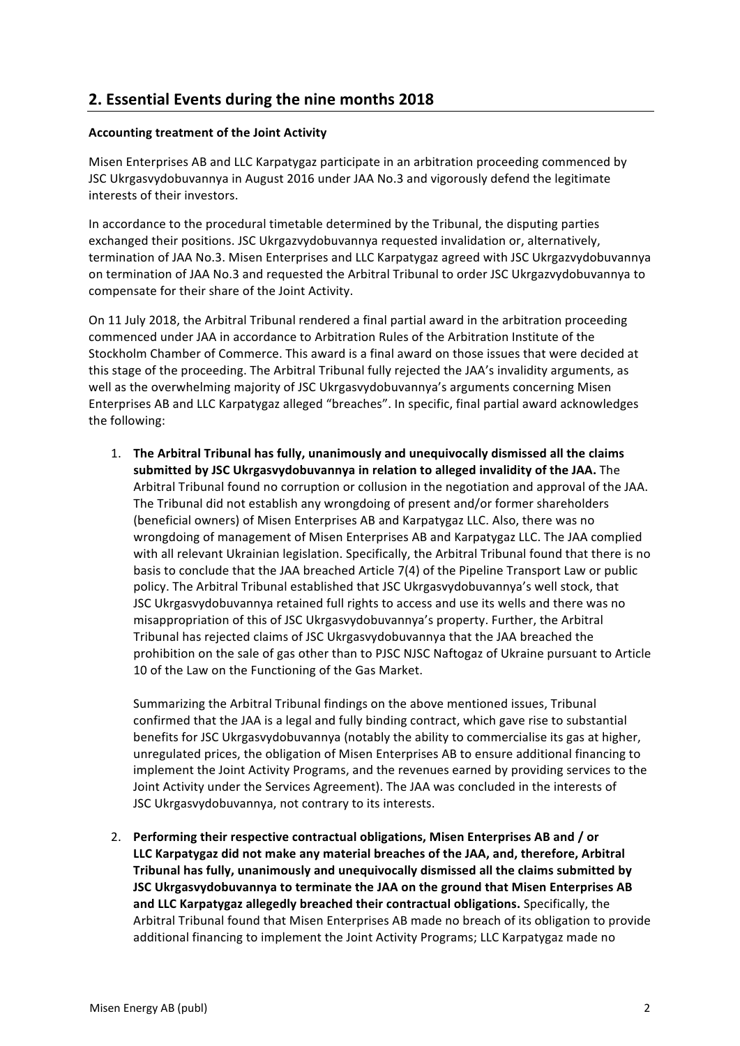## 2. Essential Events during the nine months 2018

**Accounting treatment of the Joint Activity**

Misen Enterprises AB and LLC Karpatygaz participate in an arbitration proceeding commenced by JSC Ukrgasvydobuvannya in August 2016 under JAA No.3 and vigorously defend the legitimate interests of their investors.

In accordance to the procedural timetable determined by the Tribunal, the disputing parties exchanged their positions. JSC Ukrgazvydobuvannya requested invalidation or, alternatively, termination of JAA No.3. Misen Enterprises and LLC Karpatygaz agreed with JSC Ukrgazvydobuvannya on termination of JAA No.3 and requested the Arbitral Tribunal to order JSC Ukrgazvydobuvannya to compensate for their share of the Joint Activity.

On 11 July 2018, the Arbitral Tribunal rendered a final partial award in the arbitration proceeding commenced under JAA in accordance to Arbitration Rules of the Arbitration Institute of the Stockholm Chamber of Commerce. This award is a final award on those issues that were decided at this stage of the proceeding. The Arbitral Tribunal fully rejected the JAA's invalidity arguments, as well as the overwhelming majority of JSC Ukrgasvydobuvannya's arguments concerning Misen Enterprises AB and LLC Karpatygaz alleged "breaches". In specific, final partial award acknowledges the following:

1. **The Arbitral Tribunal has fully, unanimously and unequivocally dismissed all the claims submitted by JSC Ukrgasvydobuvannya in relation to alleged invalidity of the JAA.** The Arbitral Tribunal found no corruption or collusion in the negotiation and approval of the JAA. The Tribunal did not establish any wrongdoing of present and/or former shareholders (beneficial owners) of Misen Enterprises AB and Karpatygaz LLC. Also, there was no wrongdoing of management of Misen Enterprises AB and Karpatygaz LLC. The JAA complied with all relevant Ukrainian legislation. Specifically, the Arbitral Tribunal found that there is no basis to conclude that the JAA breached Article 7(4) of the Pipeline Transport Law or public policy. The Arbitral Tribunal established that JSC Ukrgasvydobuvannya's well stock, that JSC Ukrgasvydobuvannya retained full rights to access and use its wells and there was no misappropriation of this of JSC Ukrgasvydobuvannya's property. Further, the Arbitral Tribunal has rejected claims of JSC Ukrgasvydobuvannya that the JAA breached the prohibition on the sale of gas other than to PJSC NJSC Naftogaz of Ukraine pursuant to Article 10 of the Law on the Functioning of the Gas Market.

   Summarizing the Arbitral Tribunal findings on the above mentioned issues, Tribunal confirmed that the JAA is a legal and fully binding contract, which gave rise to substantial benefits for JSC Ukrgasvydobuvannya (notably the ability to commercialise its gas at higher, unregulated prices, the obligation of Misen Enterprises AB to ensure additional financing to implement the Joint Activity Programs, and the revenues earned by providing services to the Joint Activity under the Services Agreement). The JAA was concluded in the interests of JSC Ukrgasvydobuvannya, not contrary to its interests.

2. **Performing their respective contractual obligations, Misen Enterprises AB and / or LLC Karpatygaz did not make any material breaches of the JAA, and, therefore, Arbitral Tribunal has fully, unanimously and unequivocally dismissed all the claims submitted by JSC Ukrgasvydobuvannya to terminate the JAA on the ground that Misen Enterprises AB and LLC Karpatygaz allegedly breached their contractual obligations.** Specifically, the Arbitral Tribunal found that Misen Enterprises AB made no breach of its obligation to provide additional financing to implement the Joint Activity Programs; LLC Karpatygaz made no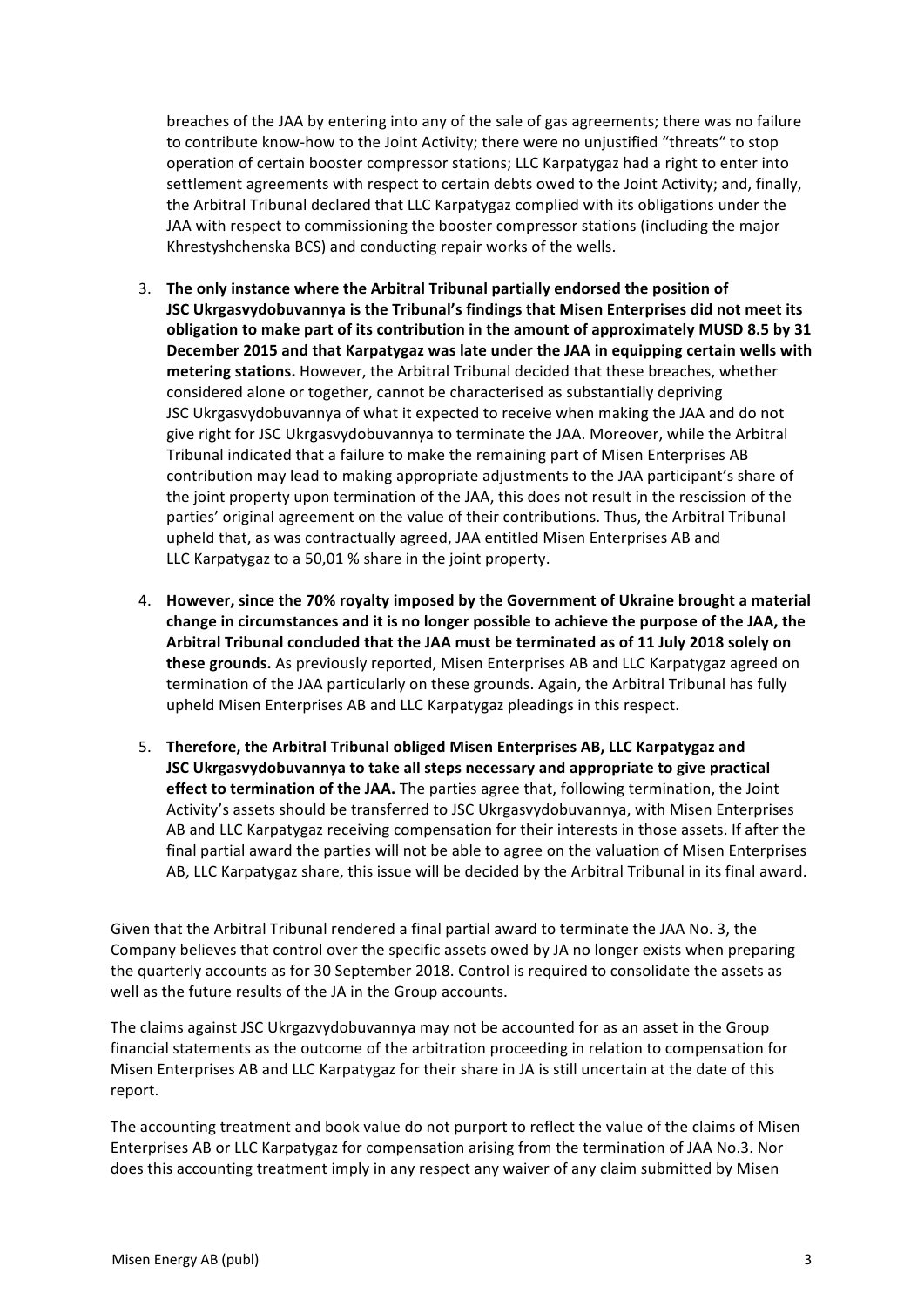breaches of the JAA by entering into any of the sale of gas agreements; there was no failure to contribute know-how to the Joint Activity; there were no unjustified "threats" to stop operation of certain booster compressor stations; LLC Karpatygaz had a right to enter into settlement agreements with respect to certain debts owed to the Joint Activity; and, finally, the Arbitral Tribunal declared that LLC Karpatygaz complied with its obligations under the JAA with respect to commissioning the booster compressor stations (including the major Khrestyshchenska BCS) and conducting repair works of the wells.

3. **The only instance where the Arbitral Tribunal partially endorsed the position of JSC Ukrgasvydobuvannya is the Tribunal's findings that Misen Enterprises did not meet its obligation to make part of its contribution in the amount of approximately MUSD 8.5 by 31 December 2015 and that Karpatygaz was late under the JAA in equipping certain wells with metering stations.** However, the Arbitral Tribunal decided that these breaches, whether considered alone or together, cannot be characterised as substantially depriving JSC Ukrgasvydobuvannya of what it expected to receive when making the JAA and do not give right for JSC Ukrgasvydobuvannya to terminate the JAA. Moreover, while the Arbitral Tribunal indicated that a failure to make the remaining part of Misen Enterprises AB contribution may lead to making appropriate adjustments to the JAA participant's share of the joint property upon termination of the JAA, this does not result in the rescission of the parties' original agreement on the value of their contributions. Thus, the Arbitral Tribunal upheld that, as was contractually agreed, JAA entitled Misen Enterprises AB and LLC Karpatygaz to a 50,01 % share in the joint property.
4. **However, since the 70% royalty imposed by the Government of Ukraine brought a material change in circumstances and it is no longer possible to achieve the purpose of the JAA, the Arbitral Tribunal concluded that the JAA must be terminated as of 11 July 2018 solely on these grounds.** As previously reported, Misen Enterprises AB and LLC Karpatygaz agreed on termination of the JAA particularly on these grounds. Again, the Arbitral Tribunal has fully upheld Misen Enterprises AB and LLC Karpatygaz pleadings in this respect.
5. **Therefore, the Arbitral Tribunal obliged Misen Enterprises AB, LLC Karpatygaz and JSC Ukrgasvydobuvannya to take all steps necessary and appropriate to give practical effect to termination of the JAA.** The parties agree that, following termination, the Joint Activity's assets should be transferred to JSC Ukrgasvydobuvannya, with Misen Enterprises AB and LLC Karpatygaz receiving compensation for their interests in those assets. If after the final partial award the parties will not be able to agree on the valuation of Misen Enterprises AB, LLC Karpatygaz share, this issue will be decided by the Arbitral Tribunal in its final award.

Given that the Arbitral Tribunal rendered a final partial award to terminate the JAA No. 3, the Company believes that control over the specific assets owed by JA no longer exists when preparing the quarterly accounts as for 30 September 2018. Control is required to consolidate the assets as well as the future results of the JA in the Group accounts.

The claims against JSC Ukrgazvydobuvannya may not be accounted for as an asset in the Group financial statements as the outcome of the arbitration proceeding in relation to compensation for Misen Enterprises AB and LLC Karpatygaz for their share in JA is still uncertain at the date of this report.

The accounting treatment and book value do not purport to reflect the value of the claims of Misen Enterprises AB or LLC Karpatygaz for compensation arising from the termination of JAA No.3. Nor does this accounting treatment imply in any respect any waiver of any claim submitted by Misen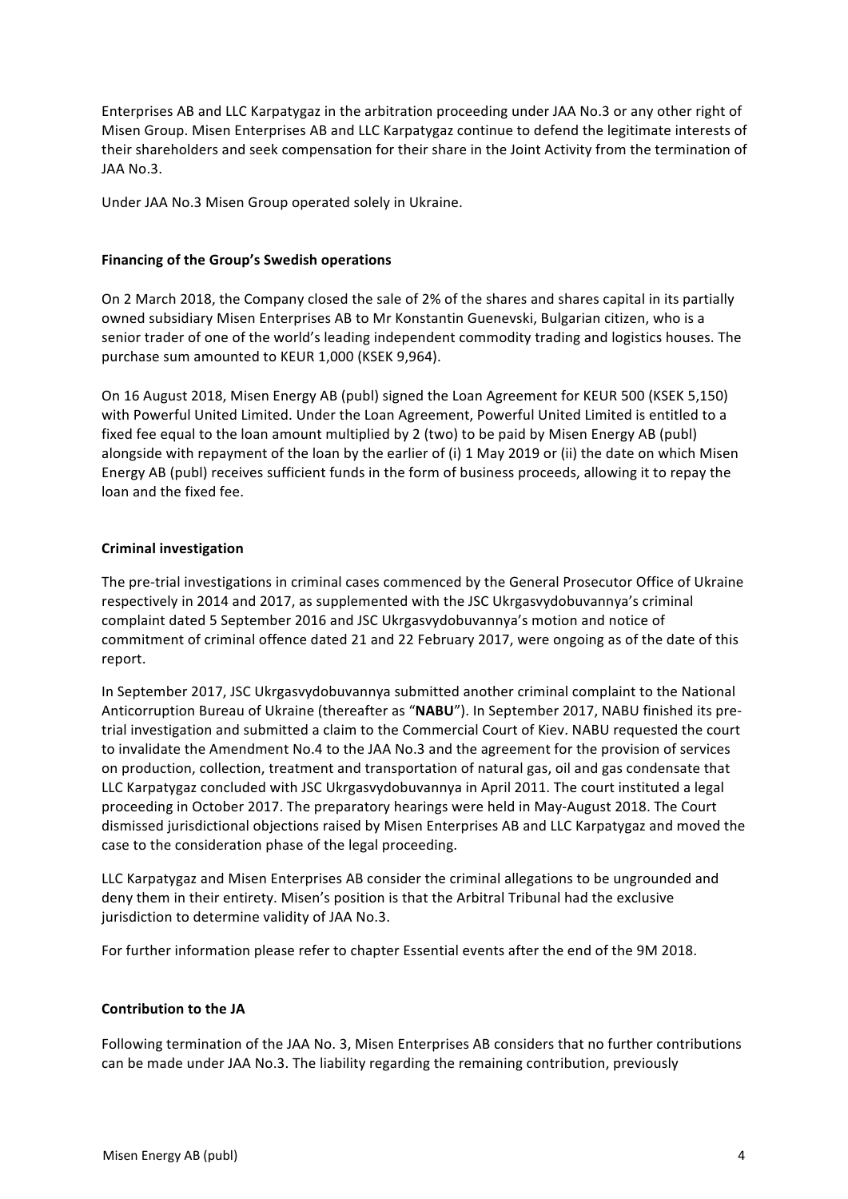Enterprises AB and LLC Karpatygaz in the arbitration proceeding under JAA No.3 or any other right of Misen Group. Misen Enterprises AB and LLC Karpatygaz continue to defend the legitimate interests of their shareholders and seek compensation for their share in the Joint Activity from the termination of JAA No.3.

Under JAA No.3 Misen Group operated solely in Ukraine.

**Financing of the Group's Swedish operations**

On 2 March 2018, the Company closed the sale of 2% of the shares and shares capital in its partially owned subsidiary Misen Enterprises AB to Mr Konstantin Guenevski, Bulgarian citizen, who is a senior trader of one of the world's leading independent commodity trading and logistics houses. The purchase sum amounted to KEUR 1,000 (KSEK 9,964).

On 16 August 2018, Misen Energy AB (publ) signed the Loan Agreement for KEUR 500 (KSEK 5,150) with Powerful United Limited. Under the Loan Agreement, Powerful United Limited is entitled to a fixed fee equal to the loan amount multiplied by 2 (two) to be paid by Misen Energy AB (publ) alongside with repayment of the loan by the earlier of (i) 1 May 2019 or (ii) the date on which Misen Energy AB (publ) receives sufficient funds in the form of business proceeds, allowing it to repay the loan and the fixed fee.

**Criminal investigation**

The pre-trial investigations in criminal cases commenced by the General Prosecutor Office of Ukraine respectively in 2014 and 2017, as supplemented with the JSC Ukrgasvydobuvannya's criminal complaint dated 5 September 2016 and JSC Ukrgasvydobuvannya's motion and notice of commitment of criminal offence dated 21 and 22 February 2017, were ongoing as of the date of this report.

In September 2017, JSC Ukrgasvydobuvannya submitted another criminal complaint to the National Anticorruption Bureau of Ukraine (thereafter as "**NABU**"). In September 2017, NABU finished its pre-trial investigation and submitted a claim to the Commercial Court of Kiev. NABU requested the court to invalidate the Amendment No.4 to the JAA No.3 and the agreement for the provision of services on production, collection, treatment and transportation of natural gas, oil and gas condensate that LLC Karpatygaz concluded with JSC Ukrgasvydobuvannya in April 2011. The court instituted a legal proceeding in October 2017. The preparatory hearings were held in May-August 2018. The Court dismissed jurisdictional objections raised by Misen Enterprises AB and LLC Karpatygaz and moved the case to the consideration phase of the legal proceeding.

LLC Karpatygaz and Misen Enterprises AB consider the criminal allegations to be ungrounded and deny them in their entirety. Misen's position is that the Arbitral Tribunal had the exclusive jurisdiction to determine validity of JAA No.3.

For further information please refer to chapter Essential events after the end of the 9M 2018.

**Contribution to the JA**

Following termination of the JAA No. 3, Misen Enterprises AB considers that no further contributions can be made under JAA No.3. The liability regarding the remaining contribution, previously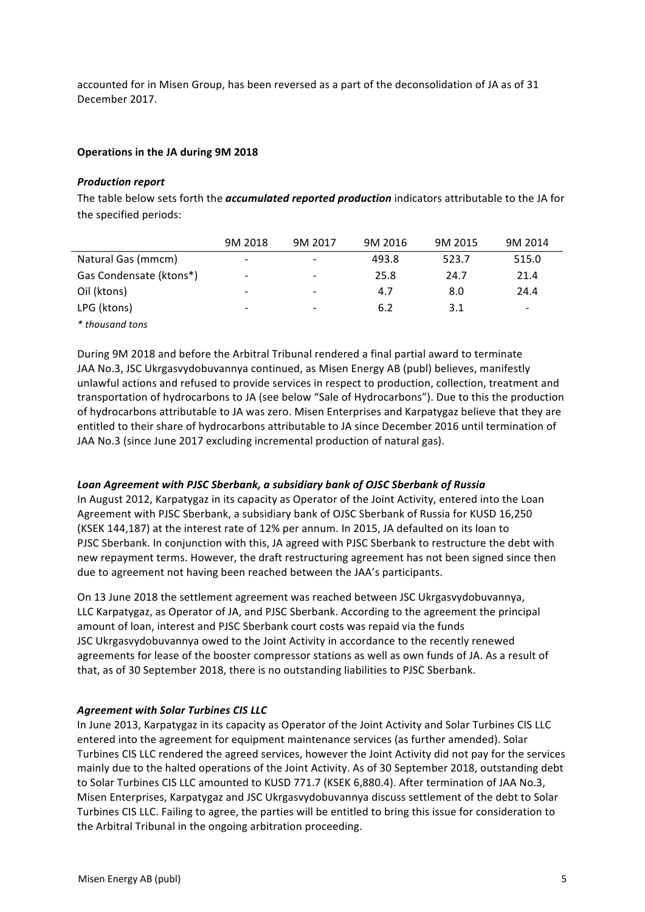accounted for in Misen Group, has been reversed as a part of the deconsolidation of JA as of 31 December 2017.

**Operations in the JA during 9M 2018**

***Production report***

The table below sets forth the ***accumulated reported production*** indicators attributable to the JA for the specified periods:

| | 9M 2018 | 9M 2017 | 9M 2016 | 9M 2015 | 9M 2014 |
|---|---|---|---|---|---|
| Natural Gas (mmcm) | - | - | 493.8 | 523.7 | 515.0 |
| Gas Condensate (ktons*) | - | - | 25.8 | 24.7 | 21.4 |
| Oil (ktons) | - | - | 4.7 | 8.0 | 24.4 |
| LPG (ktons) | - | - | 6.2 | 3.1 | - |

*\* thousand tons*

During 9M 2018 and before the Arbitral Tribunal rendered a final partial award to terminate JAA No.3, JSC Ukrgasvydobuvannya continued, as Misen Energy AB (publ) believes, manifestly unlawful actions and refused to provide services in respect to production, collection, treatment and transportation of hydrocarbons to JA (see below "Sale of Hydrocarbons"). Due to this the production of hydrocarbons attributable to JA was zero. Misen Enterprises and Karpatygaz believe that they are entitled to their share of hydrocarbons attributable to JA since December 2016 until termination of JAA No.3 (since June 2017 excluding incremental production of natural gas).

***Loan Agreement with PJSC Sberbank, a subsidiary bank of OJSC Sberbank of Russia***

In August 2012, Karpatygaz in its capacity as Operator of the Joint Activity, entered into the Loan Agreement with PJSC Sberbank, a subsidiary bank of OJSC Sberbank of Russia for KUSD 16,250 (KSEK 144,187) at the interest rate of 12% per annum. In 2015, JA defaulted on its loan to PJSC Sberbank. In conjunction with this, JA agreed with PJSC Sberbank to restructure the debt with new repayment terms. However, the draft restructuring agreement has not been signed since then due to agreement not having been reached between the JAA's participants.

On 13 June 2018 the settlement agreement was reached between JSC Ukrgasvydobuvannya, LLC Karpatygaz, as Operator of JA, and PJSC Sberbank. According to the agreement the principal amount of loan, interest and PJSC Sberbank court costs was repaid via the funds JSC Ukrgasvydobuvannya owed to the Joint Activity in accordance to the recently renewed agreements for lease of the booster compressor stations as well as own funds of JA. As a result of that, as of 30 September 2018, there is no outstanding liabilities to PJSC Sberbank.

***Agreement with Solar Turbines CIS LLC***

In June 2013, Karpatygaz in its capacity as Operator of the Joint Activity and Solar Turbines CIS LLC entered into the agreement for equipment maintenance services (as further amended). Solar Turbines CIS LLC rendered the agreed services, however the Joint Activity did not pay for the services mainly due to the halted operations of the Joint Activity. As of 30 September 2018, outstanding debt to Solar Turbines CIS LLC amounted to KUSD 771.7 (KSEK 6,880.4). After termination of JAA No.3, Misen Enterprises, Karpatygaz and JSC Ukrgasvydobuvannya discuss settlement of the debt to Solar Turbines CIS LLC. Failing to agree, the parties will be entitled to bring this issue for consideration to the Arbitral Tribunal in the ongoing arbitration proceeding.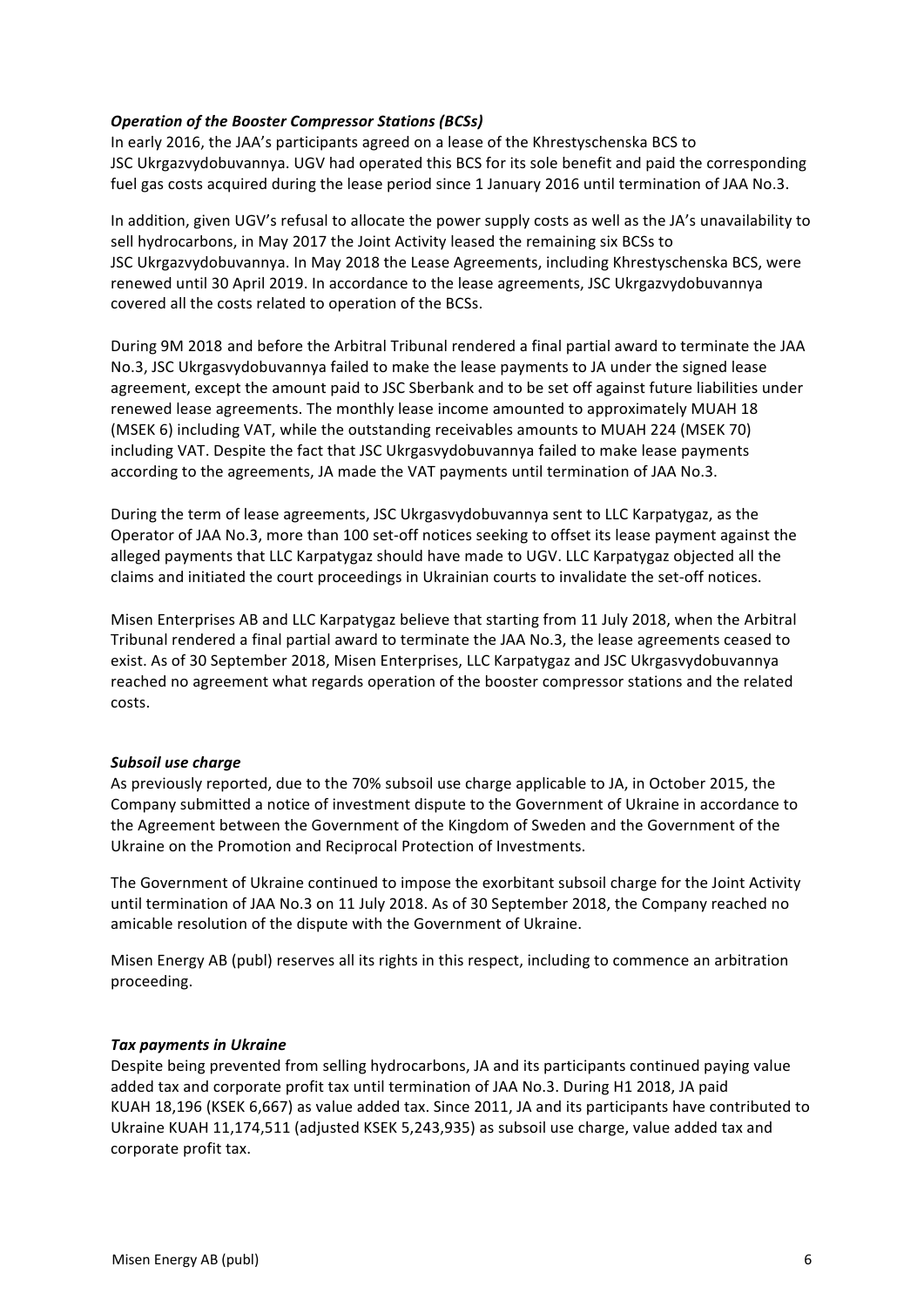### *Operation of the Booster Compressor Stations (BCSs)*

In early 2016, the JAA's participants agreed on a lease of the Khrestyschenska BCS to JSC Ukrgazvydobuvannya. UGV had operated this BCS for its sole benefit and paid the corresponding fuel gas costs acquired during the lease period since 1 January 2016 until termination of JAA No.3.

In addition, given UGV's refusal to allocate the power supply costs as well as the JA's unavailability to sell hydrocarbons, in May 2017 the Joint Activity leased the remaining six BCSs to JSC Ukrgazvydobuvannya. In May 2018 the Lease Agreements, including Khrestyschenska BCS, were renewed until 30 April 2019. In accordance to the lease agreements, JSC Ukrgazvydobuvannya covered all the costs related to operation of the BCSs.

During 9M 2018 and before the Arbitral Tribunal rendered a final partial award to terminate the JAA No.3, JSC Ukrgasvydobuvannya failed to make the lease payments to JA under the signed lease agreement, except the amount paid to JSC Sberbank and to be set off against future liabilities under renewed lease agreements. The monthly lease income amounted to approximately MUAH 18 (MSEK 6) including VAT, while the outstanding receivables amounts to MUAH 224 (MSEK 70) including VAT. Despite the fact that JSC Ukrgasvydobuvannya failed to make lease payments according to the agreements, JA made the VAT payments until termination of JAA No.3.

During the term of lease agreements, JSC Ukrgasvydobuvannya sent to LLC Karpatygaz, as the Operator of JAA No.3, more than 100 set-off notices seeking to offset its lease payment against the alleged payments that LLC Karpatygaz should have made to UGV. LLC Karpatygaz objected all the claims and initiated the court proceedings in Ukrainian courts to invalidate the set-off notices.

Misen Enterprises AB and LLC Karpatygaz believe that starting from 11 July 2018, when the Arbitral Tribunal rendered a final partial award to terminate the JAA No.3, the lease agreements ceased to exist. As of 30 September 2018, Misen Enterprises, LLC Karpatygaz and JSC Ukrgasvydobuvannya reached no agreement what regards operation of the booster compressor stations and the related costs.

### *Subsoil use charge*

As previously reported, due to the 70% subsoil use charge applicable to JA, in October 2015, the Company submitted a notice of investment dispute to the Government of Ukraine in accordance to the Agreement between the Government of the Kingdom of Sweden and the Government of the Ukraine on the Promotion and Reciprocal Protection of Investments.

The Government of Ukraine continued to impose the exorbitant subsoil charge for the Joint Activity until termination of JAA No.3 on 11 July 2018. As of 30 September 2018, the Company reached no amicable resolution of the dispute with the Government of Ukraine.

Misen Energy AB (publ) reserves all its rights in this respect, including to commence an arbitration proceeding.

### *Tax payments in Ukraine*

Despite being prevented from selling hydrocarbons, JA and its participants continued paying value added tax and corporate profit tax until termination of JAA No.3. During H1 2018, JA paid KUAH 18,196 (KSEK 6,667) as value added tax. Since 2011, JA and its participants have contributed to Ukraine KUAH 11,174,511 (adjusted KSEK 5,243,935) as subsoil use charge, value added tax and corporate profit tax.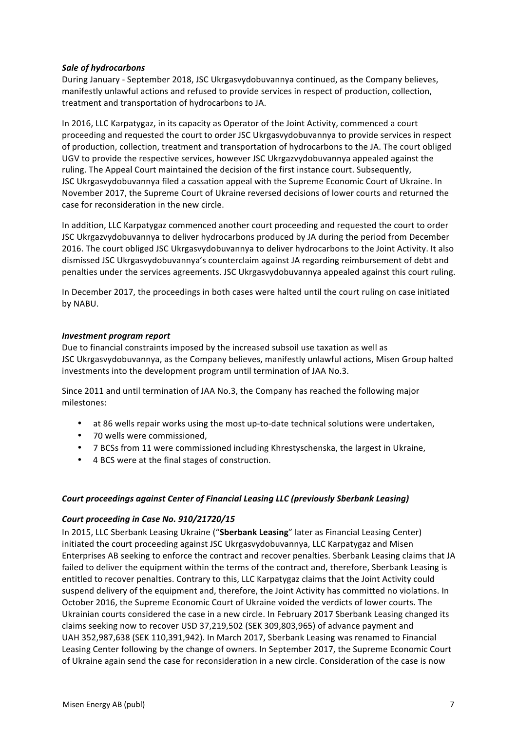***Sale of hydrocarbons***

During January - September 2018, JSC Ukrgasvydobuvannya continued, as the Company believes, manifestly unlawful actions and refused to provide services in respect of production, collection, treatment and transportation of hydrocarbons to JA.

In 2016, LLC Karpatygaz, in its capacity as Operator of the Joint Activity, commenced a court proceeding and requested the court to order JSC Ukrgasvydobuvannya to provide services in respect of production, collection, treatment and transportation of hydrocarbons to the JA. The court obliged UGV to provide the respective services, however JSC Ukrgazvydobuvannya appealed against the ruling. The Appeal Court maintained the decision of the first instance court. Subsequently, JSC Ukrgasvydobuvannya filed a cassation appeal with the Supreme Economic Court of Ukraine. In November 2017, the Supreme Court of Ukraine reversed decisions of lower courts and returned the case for reconsideration in the new circle.

In addition, LLC Karpatygaz commenced another court proceeding and requested the court to order JSC Ukrgazvydobuvannya to deliver hydrocarbons produced by JA during the period from December 2016. The court obliged JSC Ukrgasvydobuvannya to deliver hydrocarbons to the Joint Activity. It also dismissed JSC Ukrgasvydobuvannya's counterclaim against JA regarding reimbursement of debt and penalties under the services agreements. JSC Ukrgasvydobuvannya appealed against this court ruling.

In December 2017, the proceedings in both cases were halted until the court ruling on case initiated by NABU.

***Investment program report***

Due to financial constraints imposed by the increased subsoil use taxation as well as JSC Ukrgasvydobuvannya, as the Company believes, manifestly unlawful actions, Misen Group halted investments into the development program until termination of JAA No.3.

Since 2011 and until termination of JAA No.3, the Company has reached the following major milestones:

- at 86 wells repair works using the most up-to-date technical solutions were undertaken,
- 70 wells were commissioned,
- 7 BCSs from 11 were commissioned including Khrestyschenska, the largest in Ukraine,
- 4 BCS were at the final stages of construction.

***Court proceedings against Center of Financial Leasing LLC (previously Sberbank Leasing)***

***Court proceeding in Case No. 910/21720/15***

In 2015, LLC Sberbank Leasing Ukraine ("**Sberbank Leasing**" later as Financial Leasing Center) initiated the court proceeding against JSC Ukrgasvydobuvannya, LLC Karpatygaz and Misen Enterprises AB seeking to enforce the contract and recover penalties. Sberbank Leasing claims that JA failed to deliver the equipment within the terms of the contract and, therefore, Sberbank Leasing is entitled to recover penalties. Contrary to this, LLC Karpatygaz claims that the Joint Activity could suspend delivery of the equipment and, therefore, the Joint Activity has committed no violations. In October 2016, the Supreme Economic Court of Ukraine voided the verdicts of lower courts. The Ukrainian courts considered the case in a new circle. In February 2017 Sberbank Leasing changed its claims seeking now to recover USD 37,219,502 (SEK 309,803,965) of advance payment and UAH 352,987,638 (SEK 110,391,942). In March 2017, Sberbank Leasing was renamed to Financial Leasing Center following by the change of owners. In September 2017, the Supreme Economic Court of Ukraine again send the case for reconsideration in a new circle. Consideration of the case is now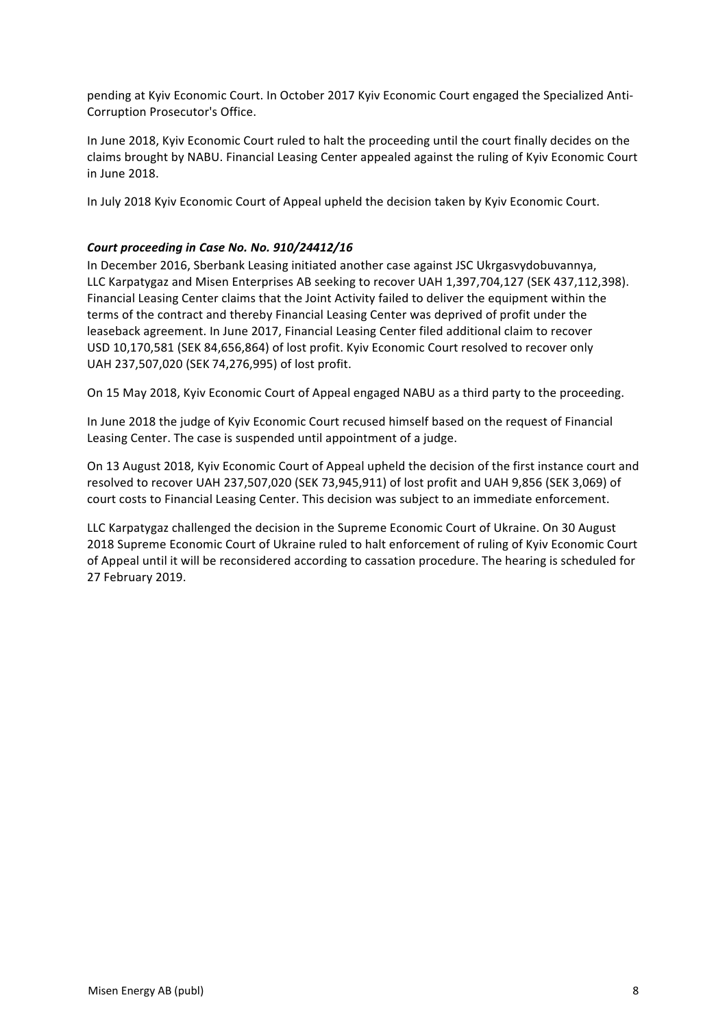pending at Kyiv Economic Court. In October 2017 Kyiv Economic Court engaged the Specialized Anti-Corruption Prosecutor's Office.

In June 2018, Kyiv Economic Court ruled to halt the proceeding until the court finally decides on the claims brought by NABU. Financial Leasing Center appealed against the ruling of Kyiv Economic Court in June 2018.

In July 2018 Kyiv Economic Court of Appeal upheld the decision taken by Kyiv Economic Court.

***Court proceeding in Case No. No. 910/24412/16***

In December 2016, Sberbank Leasing initiated another case against JSC Ukrgasvydobuvannya, LLC Karpatygaz and Misen Enterprises AB seeking to recover UAH 1,397,704,127 (SEK 437,112,398). Financial Leasing Center claims that the Joint Activity failed to deliver the equipment within the terms of the contract and thereby Financial Leasing Center was deprived of profit under the leaseback agreement. In June 2017, Financial Leasing Center filed additional claim to recover USD 10,170,581 (SEK 84,656,864) of lost profit. Kyiv Economic Court resolved to recover only UAH 237,507,020 (SEK 74,276,995) of lost profit.

On 15 May 2018, Kyiv Economic Court of Appeal engaged NABU as a third party to the proceeding.

In June 2018 the judge of Kyiv Economic Court recused himself based on the request of Financial Leasing Center. The case is suspended until appointment of a judge.

On 13 August 2018, Kyiv Economic Court of Appeal upheld the decision of the first instance court and resolved to recover UAH 237,507,020 (SEK 73,945,911) of lost profit and UAH 9,856 (SEK 3,069) of court costs to Financial Leasing Center. This decision was subject to an immediate enforcement.

LLC Karpatygaz challenged the decision in the Supreme Economic Court of Ukraine. On 30 August 2018 Supreme Economic Court of Ukraine ruled to halt enforcement of ruling of Kyiv Economic Court of Appeal until it will be reconsidered according to cassation procedure. The hearing is scheduled for 27 February 2019.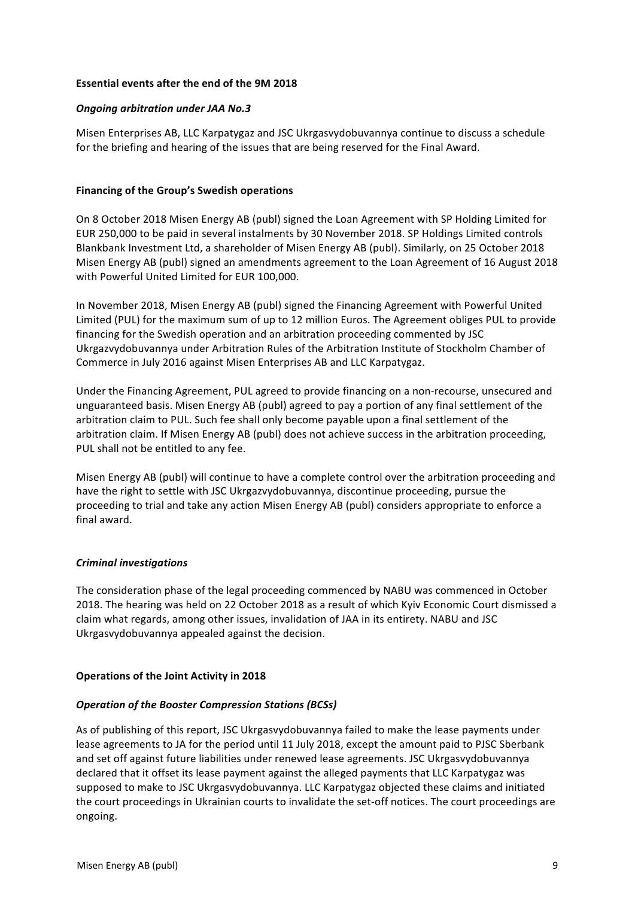**Essential events after the end of the 9M 2018**

***Ongoing arbitration under JAA No.3***

Misen Enterprises AB, LLC Karpatygaz and JSC Ukrgasvydobuvannya continue to discuss a schedule for the briefing and hearing of the issues that are being reserved for the Final Award.

**Financing of the Group's Swedish operations**

On 8 October 2018 Misen Energy AB (publ) signed the Loan Agreement with SP Holding Limited for EUR 250,000 to be paid in several instalments by 30 November 2018. SP Holdings Limited controls Blankbank Investment Ltd, a shareholder of Misen Energy AB (publ). Similarly, on 25 October 2018 Misen Energy AB (publ) signed an amendments agreement to the Loan Agreement of 16 August 2018 with Powerful United Limited for EUR 100,000.

In November 2018, Misen Energy AB (publ) signed the Financing Agreement with Powerful United Limited (PUL) for the maximum sum of up to 12 million Euros. The Agreement obliges PUL to provide financing for the Swedish operation and an arbitration proceeding commented by JSC Ukrgazvydobuvannya under Arbitration Rules of the Arbitration Institute of Stockholm Chamber of Commerce in July 2016 against Misen Enterprises AB and LLC Karpatygaz.

Under the Financing Agreement, PUL agreed to provide financing on a non-recourse, unsecured and unguaranteed basis. Misen Energy AB (publ) agreed to pay a portion of any final settlement of the arbitration claim to PUL. Such fee shall only become payable upon a final settlement of the arbitration claim. If Misen Energy AB (publ) does not achieve success in the arbitration proceeding, PUL shall not be entitled to any fee.

Misen Energy AB (publ) will continue to have a complete control over the arbitration proceeding and have the right to settle with JSC Ukrgazvydobuvannya, discontinue proceeding, pursue the proceeding to trial and take any action Misen Energy AB (publ) considers appropriate to enforce a final award.

***Criminal investigations***

The consideration phase of the legal proceeding commenced by NABU was commenced in October 2018. The hearing was held on 22 October 2018 as a result of which Kyiv Economic Court dismissed a claim what regards, among other issues, invalidation of JAA in its entirety. NABU and JSC Ukrgasvydobuvannya appealed against the decision.

**Operations of the Joint Activity in 2018**

***Operation of the Booster Compression Stations (BCSs)***

As of publishing of this report, JSC Ukrgasvydobuvannya failed to make the lease payments under lease agreements to JA for the period until 11 July 2018, except the amount paid to PJSC Sberbank and set off against future liabilities under renewed lease agreements. JSC Ukrgasvydobuvannya declared that it offset its lease payment against the alleged payments that LLC Karpatygaz was supposed to make to JSC Ukrgasvydobuvannya. LLC Karpatygaz objected these claims and initiated the court proceedings in Ukrainian courts to invalidate the set-off notices. The court proceedings are ongoing.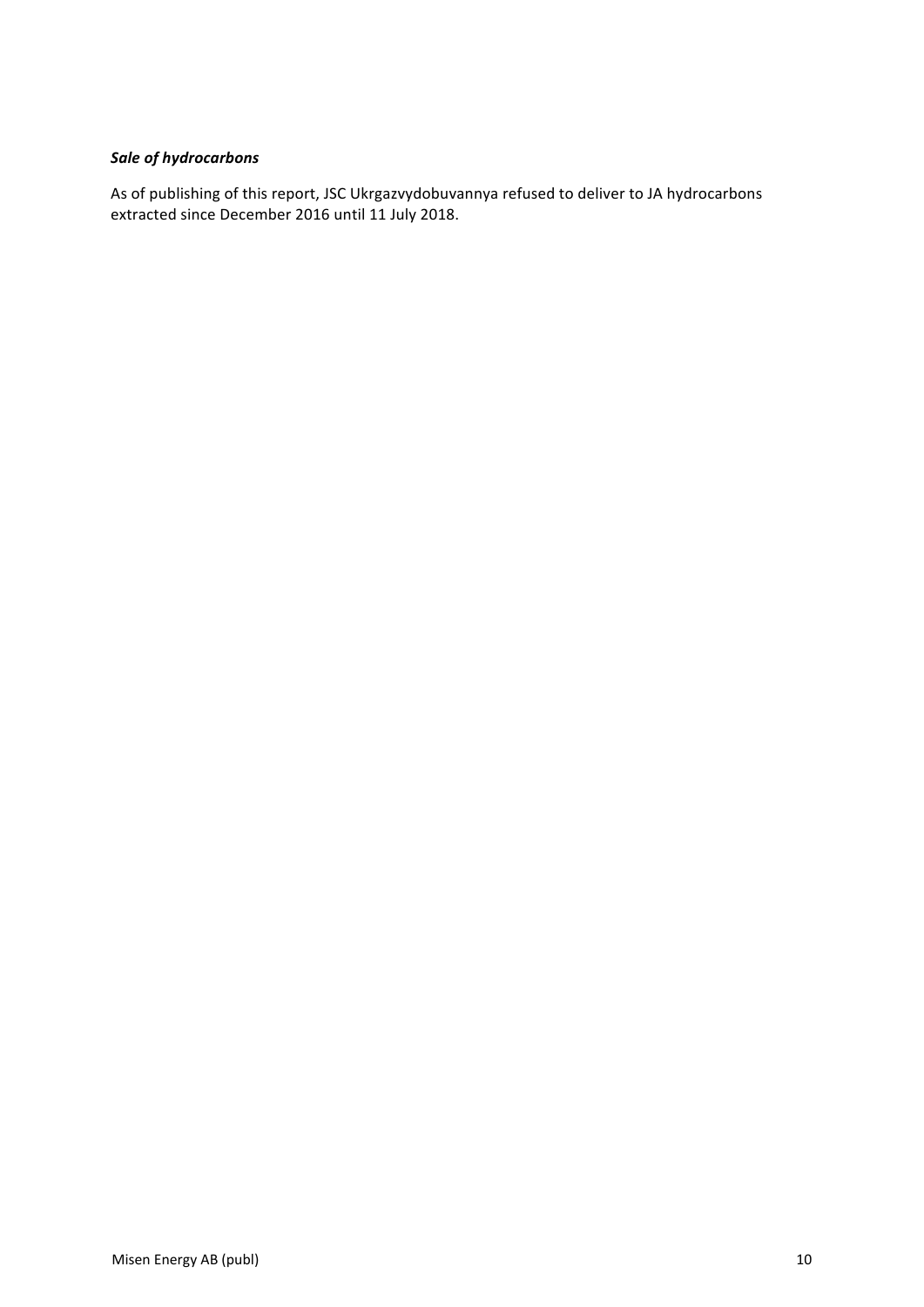***Sale of hydrocarbons***

As of publishing of this report, JSC Ukrgazvydobuvannya refused to deliver to JA hydrocarbons extracted since December 2016 until 11 July 2018.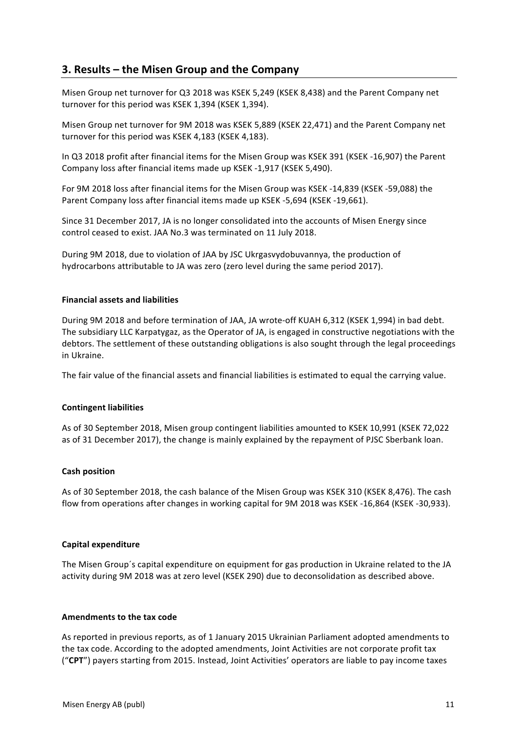## 3. Results – the Misen Group and the Company

Misen Group net turnover for Q3 2018 was KSEK 5,249 (KSEK 8,438) and the Parent Company net turnover for this period was KSEK 1,394 (KSEK 1,394).

Misen Group net turnover for 9M 2018 was KSEK 5,889 (KSEK 22,471) and the Parent Company net turnover for this period was KSEK 4,183 (KSEK 4,183).

In Q3 2018 profit after financial items for the Misen Group was KSEK 391 (KSEK -16,907) the Parent Company loss after financial items made up KSEK -1,917 (KSEK 5,490).

For 9M 2018 loss after financial items for the Misen Group was KSEK -14,839 (KSEK -59,088) the Parent Company loss after financial items made up KSEK -5,694 (KSEK -19,661).

Since 31 December 2017, JA is no longer consolidated into the accounts of Misen Energy since control ceased to exist. JAA No.3 was terminated on 11 July 2018.

During 9M 2018, due to violation of JAA by JSC Ukrgasvydobuvannya, the production of hydrocarbons attributable to JA was zero (zero level during the same period 2017).

#### Financial assets and liabilities

During 9M 2018 and before termination of JAA, JA wrote-off KUAH 6,312 (KSEK 1,994) in bad debt. The subsidiary LLC Karpatygaz, as the Operator of JA, is engaged in constructive negotiations with the debtors. The settlement of these outstanding obligations is also sought through the legal proceedings in Ukraine.

The fair value of the financial assets and financial liabilities is estimated to equal the carrying value.

#### Contingent liabilities

As of 30 September 2018, Misen group contingent liabilities amounted to KSEK 10,991 (KSEK 72,022 as of 31 December 2017), the change is mainly explained by the repayment of PJSC Sberbank loan.

#### Cash position

As of 30 September 2018, the cash balance of the Misen Group was KSEK 310 (KSEK 8,476). The cash flow from operations after changes in working capital for 9M 2018 was KSEK -16,864 (KSEK -30,933).

#### Capital expenditure

The Misen Group´s capital expenditure on equipment for gas production in Ukraine related to the JA activity during 9M 2018 was at zero level (KSEK 290) due to deconsolidation as described above.

#### Amendments to the tax code

As reported in previous reports, as of 1 January 2015 Ukrainian Parliament adopted amendments to the tax code. According to the adopted amendments, Joint Activities are not corporate profit tax ("**CPT**") payers starting from 2015. Instead, Joint Activities' operators are liable to pay income taxes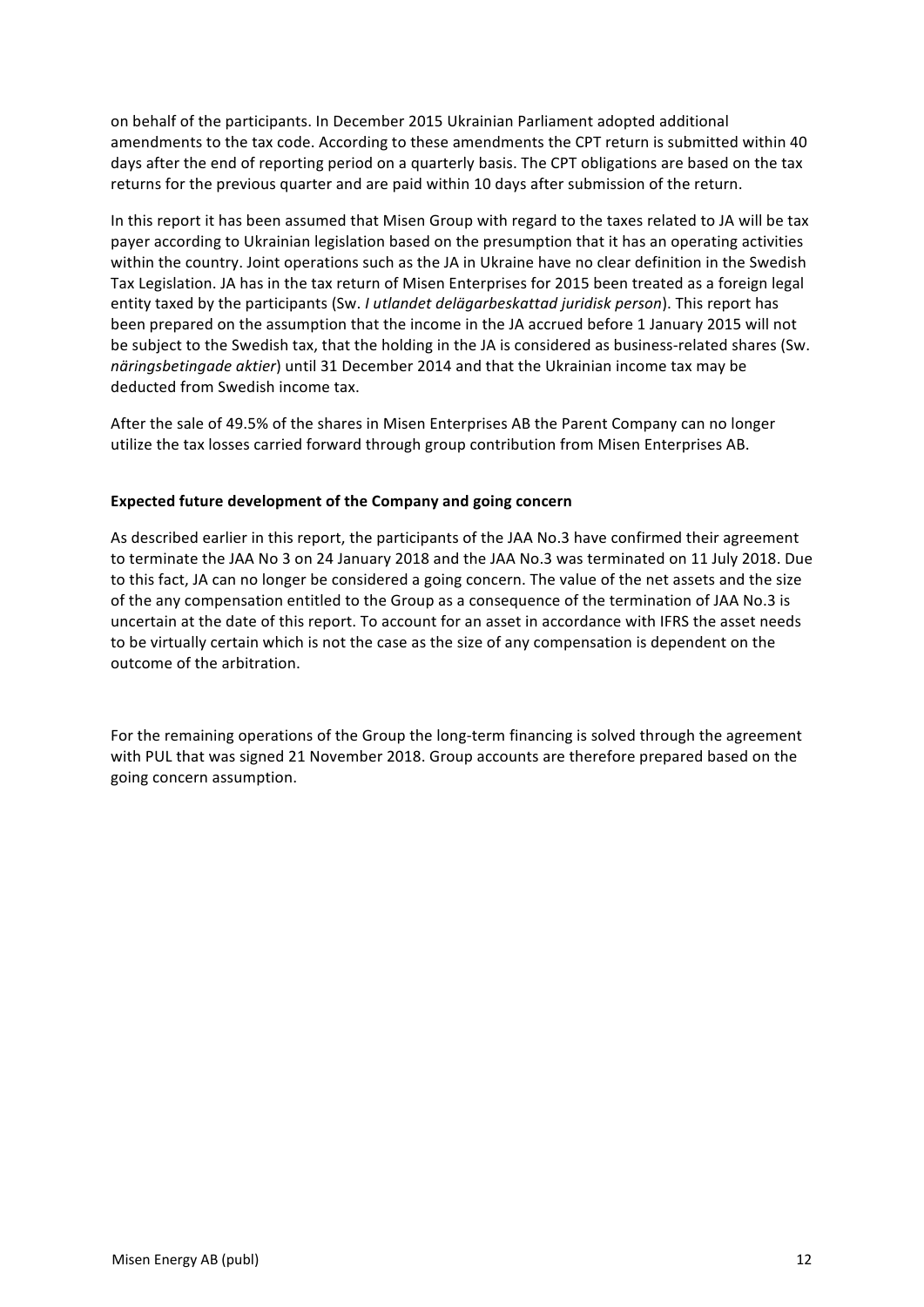on behalf of the participants. In December 2015 Ukrainian Parliament adopted additional amendments to the tax code. According to these amendments the CPT return is submitted within 40 days after the end of reporting period on a quarterly basis. The CPT obligations are based on the tax returns for the previous quarter and are paid within 10 days after submission of the return.

In this report it has been assumed that Misen Group with regard to the taxes related to JA will be tax payer according to Ukrainian legislation based on the presumption that it has an operating activities within the country. Joint operations such as the JA in Ukraine have no clear definition in the Swedish Tax Legislation. JA has in the tax return of Misen Enterprises for 2015 been treated as a foreign legal entity taxed by the participants (Sw. *I utlandet delägarbeskattad juridisk person*). This report has been prepared on the assumption that the income in the JA accrued before 1 January 2015 will not be subject to the Swedish tax, that the holding in the JA is considered as business-related shares (Sw. *näringsbetingade aktier*) until 31 December 2014 and that the Ukrainian income tax may be deducted from Swedish income tax.

After the sale of 49.5% of the shares in Misen Enterprises AB the Parent Company can no longer utilize the tax losses carried forward through group contribution from Misen Enterprises AB.

**Expected future development of the Company and going concern**

As described earlier in this report, the participants of the JAA No.3 have confirmed their agreement to terminate the JAA No 3 on 24 January 2018 and the JAA No.3 was terminated on 11 July 2018. Due to this fact, JA can no longer be considered a going concern. The value of the net assets and the size of the any compensation entitled to the Group as a consequence of the termination of JAA No.3 is uncertain at the date of this report. To account for an asset in accordance with IFRS the asset needs to be virtually certain which is not the case as the size of any compensation is dependent on the outcome of the arbitration.

For the remaining operations of the Group the long-term financing is solved through the agreement with PUL that was signed 21 November 2018. Group accounts are therefore prepared based on the going concern assumption.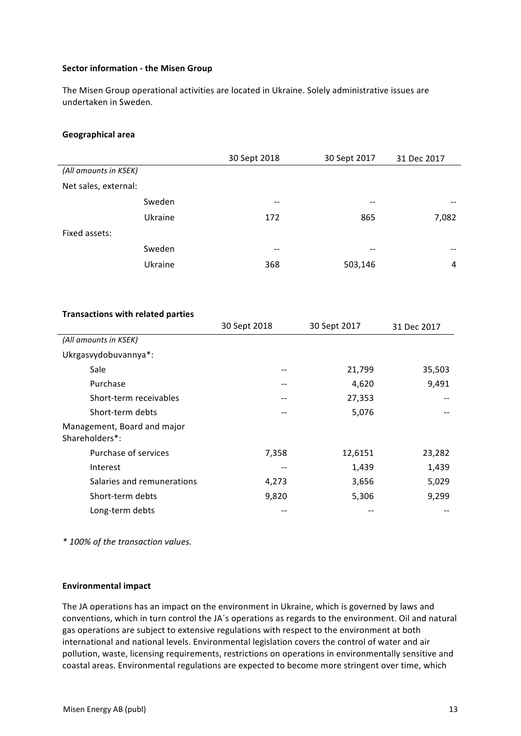**Sector information - the Misen Group**

The Misen Group operational activities are located in Ukraine. Solely administrative issues are undertaken in Sweden.

**Geographical area**

| | | 30 Sept 2018 | 30 Sept 2017 | 31 Dec 2017 |
|---|---|---|---|---|
| *(All amounts in KSEK)* | | | | |
| Net sales, external: | | | | |
| | Sweden | -- | -- | -- |
| | Ukraine | 172 | 865 | 7,082 |
| Fixed assets: | | | | |
| | Sweden | -- | -- | -- |
| | Ukraine | 368 | 503,146 | 4 |

**Transactions with related parties**

| | 30 Sept 2018 | 30 Sept 2017 | 31 Dec 2017 |
|---|---|---|---|
| *(All amounts in KSEK)* | | | |
| Ukrgasvydobuvannya*: | | | |
| Sale | -- | 21,799 | 35,503 |
| Purchase | -- | 4,620 | 9,491 |
| Short-term receivables | -- | 27,353 | -- |
| Short-term debts | -- | 5,076 | -- |
| Management, Board and major Shareholders*: | | | |
| Purchase of services | 7,358 | 12,6151 | 23,282 |
| Interest | -- | 1,439 | 1,439 |
| Salaries and remunerations | 4,273 | 3,656 | 5,029 |
| Short-term debts | 9,820 | 5,306 | 9,299 |
| Long-term debts | -- | -- | -- |

*\* 100% of the transaction values.*

**Environmental impact**

The JA operations has an impact on the environment in Ukraine, which is governed by laws and conventions, which in turn control the JA´s operations as regards to the environment. Oil and natural gas operations are subject to extensive regulations with respect to the environment at both international and national levels. Environmental legislation covers the control of water and air pollution, waste, licensing requirements, restrictions on operations in environmentally sensitive and coastal areas. Environmental regulations are expected to become more stringent over time, which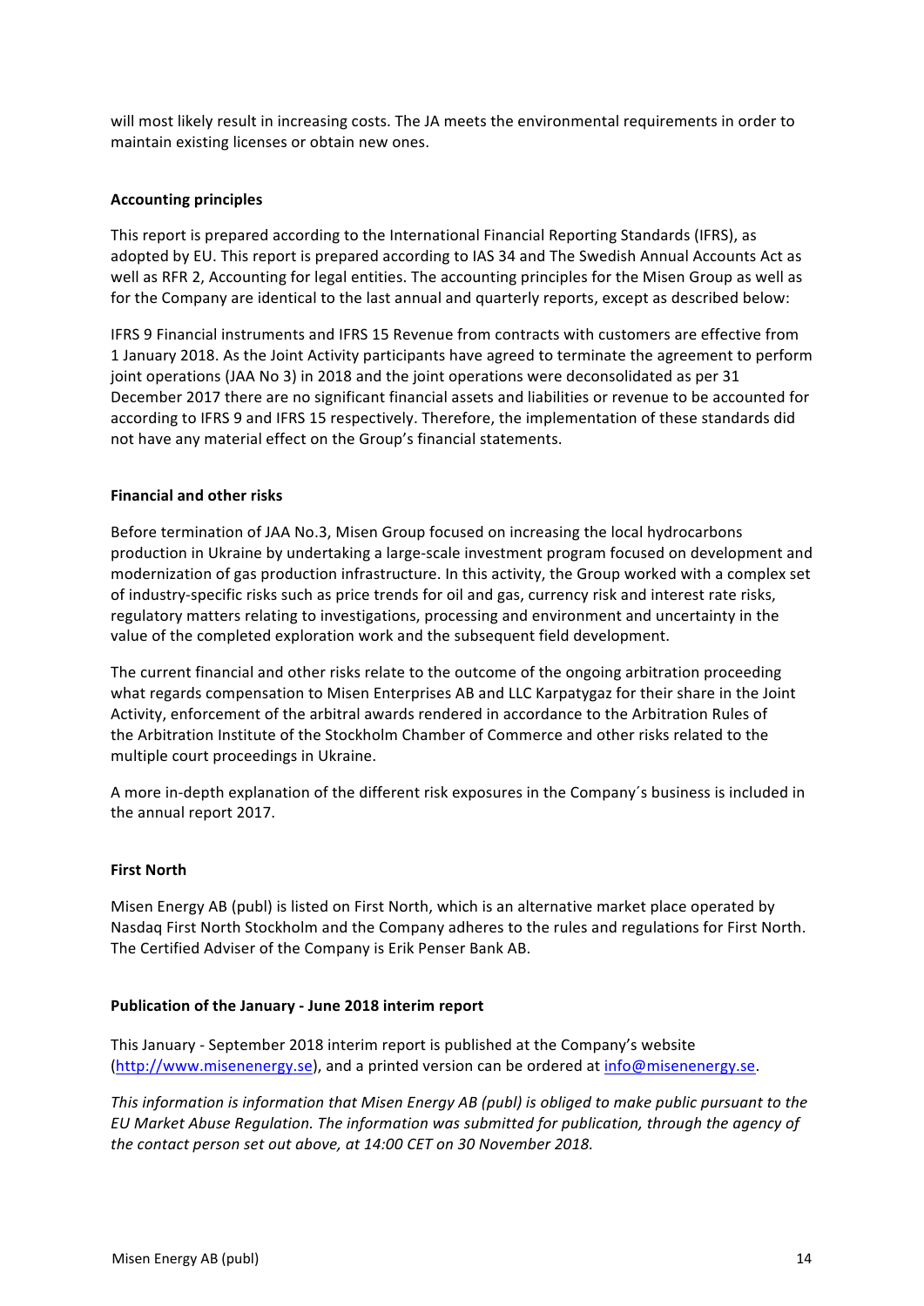will most likely result in increasing costs. The JA meets the environmental requirements in order to maintain existing licenses or obtain new ones.

**Accounting principles**

This report is prepared according to the International Financial Reporting Standards (IFRS), as adopted by EU. This report is prepared according to IAS 34 and The Swedish Annual Accounts Act as well as RFR 2, Accounting for legal entities. The accounting principles for the Misen Group as well as for the Company are identical to the last annual and quarterly reports, except as described below:

IFRS 9 Financial instruments and IFRS 15 Revenue from contracts with customers are effective from 1 January 2018. As the Joint Activity participants have agreed to terminate the agreement to perform joint operations (JAA No 3) in 2018 and the joint operations were deconsolidated as per 31 December 2017 there are no significant financial assets and liabilities or revenue to be accounted for according to IFRS 9 and IFRS 15 respectively. Therefore, the implementation of these standards did not have any material effect on the Group's financial statements.

**Financial and other risks**

Before termination of JAA No.3, Misen Group focused on increasing the local hydrocarbons production in Ukraine by undertaking a large-scale investment program focused on development and modernization of gas production infrastructure. In this activity, the Group worked with a complex set of industry-specific risks such as price trends for oil and gas, currency risk and interest rate risks, regulatory matters relating to investigations, processing and environment and uncertainty in the value of the completed exploration work and the subsequent field development.

The current financial and other risks relate to the outcome of the ongoing arbitration proceeding what regards compensation to Misen Enterprises AB and LLC Karpatygaz for their share in the Joint Activity, enforcement of the arbitral awards rendered in accordance to the Arbitration Rules of the Arbitration Institute of the Stockholm Chamber of Commerce and other risks related to the multiple court proceedings in Ukraine.

A more in-depth explanation of the different risk exposures in the Company´s business is included in the annual report 2017.

**First North**

Misen Energy AB (publ) is listed on First North, which is an alternative market place operated by Nasdaq First North Stockholm and the Company adheres to the rules and regulations for First North. The Certified Adviser of the Company is Erik Penser Bank AB.

**Publication of the January - June 2018 interim report**

This January - September 2018 interim report is published at the Company's website (http://www.misenenergy.se), and a printed version can be ordered at info@misenenergy.se.

*This information is information that Misen Energy AB (publ) is obliged to make public pursuant to the EU Market Abuse Regulation. The information was submitted for publication, through the agency of the contact person set out above, at 14:00 CET on 30 November 2018.*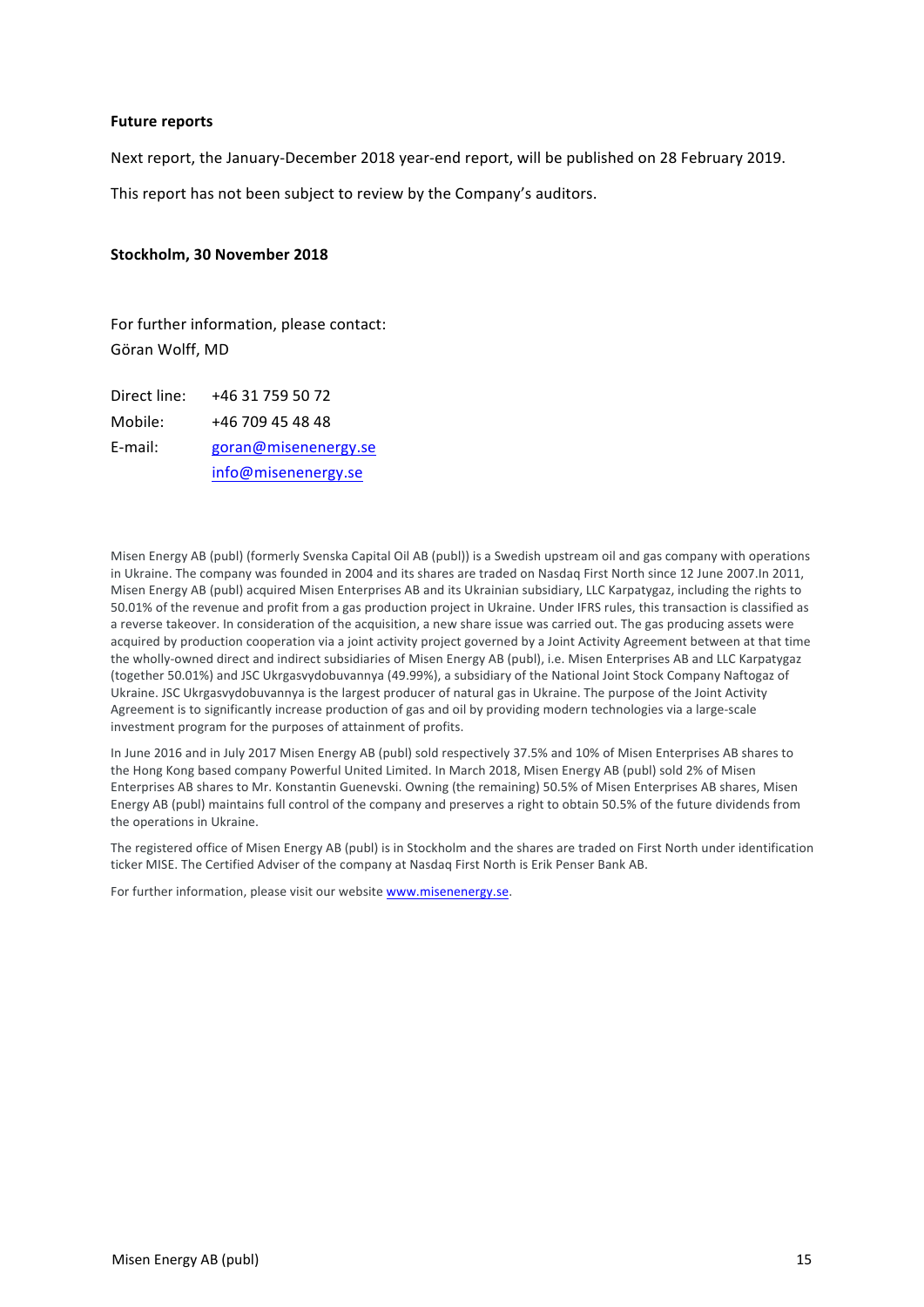**Future reports**

Next report, the January-December 2018 year-end report, will be published on 28 February 2019.

This report has not been subject to review by the Company's auditors.

**Stockholm, 30 November 2018**

For further information, please contact:
Göran Wolff, MD

| | |
|---|---|
| Direct line: | +46 31 759 50 72 |
| Mobile: | +46 709 45 48 48 |
| E-mail: | goran@misenenergy.se |
| | info@misenenergy.se |

Misen Energy AB (publ) (formerly Svenska Capital Oil AB (publ)) is a Swedish upstream oil and gas company with operations in Ukraine. The company was founded in 2004 and its shares are traded on Nasdaq First North since 12 June 2007.In 2011, Misen Energy AB (publ) acquired Misen Enterprises AB and its Ukrainian subsidiary, LLC Karpatygaz, including the rights to 50.01% of the revenue and profit from a gas production project in Ukraine. Under IFRS rules, this transaction is classified as a reverse takeover. In consideration of the acquisition, a new share issue was carried out. The gas producing assets were acquired by production cooperation via a joint activity project governed by a Joint Activity Agreement between at that time the wholly-owned direct and indirect subsidiaries of Misen Energy AB (publ), i.e. Misen Enterprises AB and LLC Karpatygaz (together 50.01%) and JSC Ukrgasvydobuvannya (49.99%), a subsidiary of the National Joint Stock Company Naftogaz of Ukraine. JSC Ukrgasvydobuvannya is the largest producer of natural gas in Ukraine. The purpose of the Joint Activity Agreement is to significantly increase production of gas and oil by providing modern technologies via a large-scale investment program for the purposes of attainment of profits.

In June 2016 and in July 2017 Misen Energy AB (publ) sold respectively 37.5% and 10% of Misen Enterprises AB shares to the Hong Kong based company Powerful United Limited. In March 2018, Misen Energy AB (publ) sold 2% of Misen Enterprises AB shares to Mr. Konstantin Guenevski. Owning (the remaining) 50.5% of Misen Enterprises AB shares, Misen Energy AB (publ) maintains full control of the company and preserves a right to obtain 50.5% of the future dividends from the operations in Ukraine.

The registered office of Misen Energy AB (publ) is in Stockholm and the shares are traded on First North under identification ticker MISE. The Certified Adviser of the company at Nasdaq First North is Erik Penser Bank AB.

For further information, please visit our website www.misenenergy.se.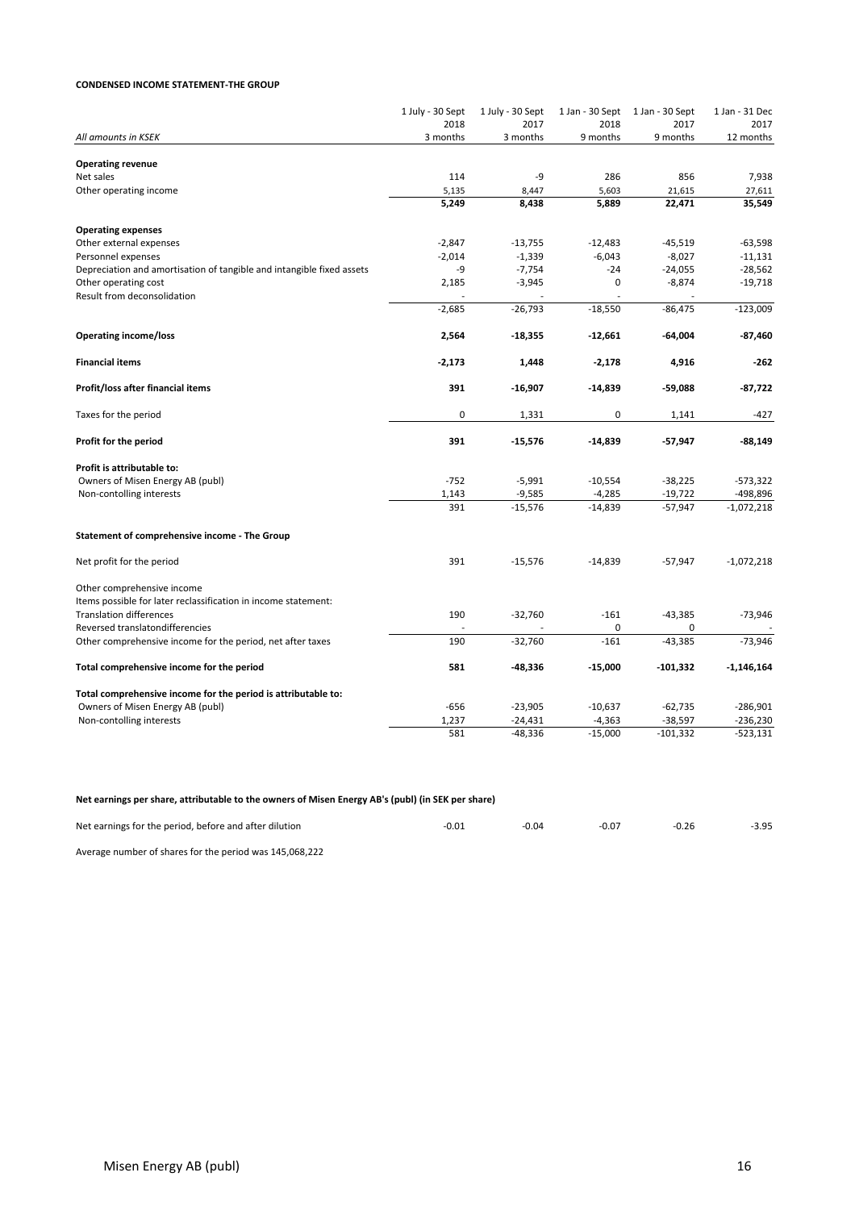**CONDENSED INCOME STATEMENT-THE GROUP**

| *All amounts in KSEK* | 1 July - 30 Sept 2018 3 months | 1 July - 30 Sept 2017 3 months | 1 Jan - 30 Sept 2018 9 months | 1 Jan - 30 Sept 2017 9 months | 1 Jan - 31 Dec 2017 12 months |
|---|---|---|---|---|---|
| **Operating revenue** | | | | | |
| Net sales | 114 | -9 | 286 | 856 | 7,938 |
| Other operating income | 5,135 | 8,447 | 5,603 | 21,615 | 27,611 |
| | **5,249** | **8,438** | **5,889** | **22,471** | **35,549** |
| **Operating expenses** | | | | | |
| Other external expenses | -2,847 | -13,755 | -12,483 | -45,519 | -63,598 |
| Personnel expenses | -2,014 | -1,339 | -6,043 | -8,027 | -11,131 |
| Depreciation and amortisation of tangible and intangible fixed assets | -9 | -7,754 | -24 | -24,055 | -28,562 |
| Other operating cost | 2,185 | -3,945 | 0 | -8,874 | -19,718 |
| Result from deconsolidation | - | - | - | - | |
| | -2,685 | -26,793 | -18,550 | -86,475 | -123,009 |
| **Operating income/loss** | **2,564** | **-18,355** | **-12,661** | **-64,004** | **-87,460** |
| **Financial items** | **-2,173** | **1,448** | **-2,178** | **4,916** | **-262** |
| **Profit/loss after financial items** | **391** | **-16,907** | **-14,839** | **-59,088** | **-87,722** |
| Taxes for the period | 0 | 1,331 | 0 | 1,141 | -427 |
| **Profit for the period** | **391** | **-15,576** | **-14,839** | **-57,947** | **-88,149** |
| **Profit is attributable to:** | | | | | |
| Owners of Misen Energy AB (publ) | -752 | -5,991 | -10,554 | -38,225 | -573,322 |
| Non-contolling interests | 1,143 | -9,585 | -4,285 | -19,722 | -498,896 |
| | 391 | -15,576 | -14,839 | -57,947 | -1,072,218 |
| **Statement of comprehensive income - The Group** | | | | | |
| Net profit for the period | 391 | -15,576 | -14,839 | -57,947 | -1,072,218 |
| Other comprehensive income | | | | | |
| Items possible for later reclassification in income statement: | | | | | |
| Translation differences | 190 | -32,760 | -161 | -43,385 | -73,946 |
| Reversed translatondifferencies | - | - | 0 | 0 | - |
| Other comprehensive income for the period, net after taxes | 190 | -32,760 | -161 | -43,385 | -73,946 |
| **Total comprehensive income for the period** | **581** | **-48,336** | **-15,000** | **-101,332** | **-1,146,164** |
| **Total comprehensive income for the period is attributable to:** | | | | | |
| Owners of Misen Energy AB (publ) | -656 | -23,905 | -10,637 | -62,735 | -286,901 |
| Non-contolling interests | 1,237 | -24,431 | -4,363 | -38,597 | -236,230 |
| | 581 | -48,336 | -15,000 | -101,332 | -523,131 |

**Net earnings per share, attributable to the owners of Misen Energy AB's (publ) (in SEK per share)**

| | | | | | |
|---|---|---|---|---|---|
| Net earnings for the period, before and after dilution | -0.01 | -0.04 | -0.07 | -0.26 | -3.95 |

Average number of shares for the period was 145,068,222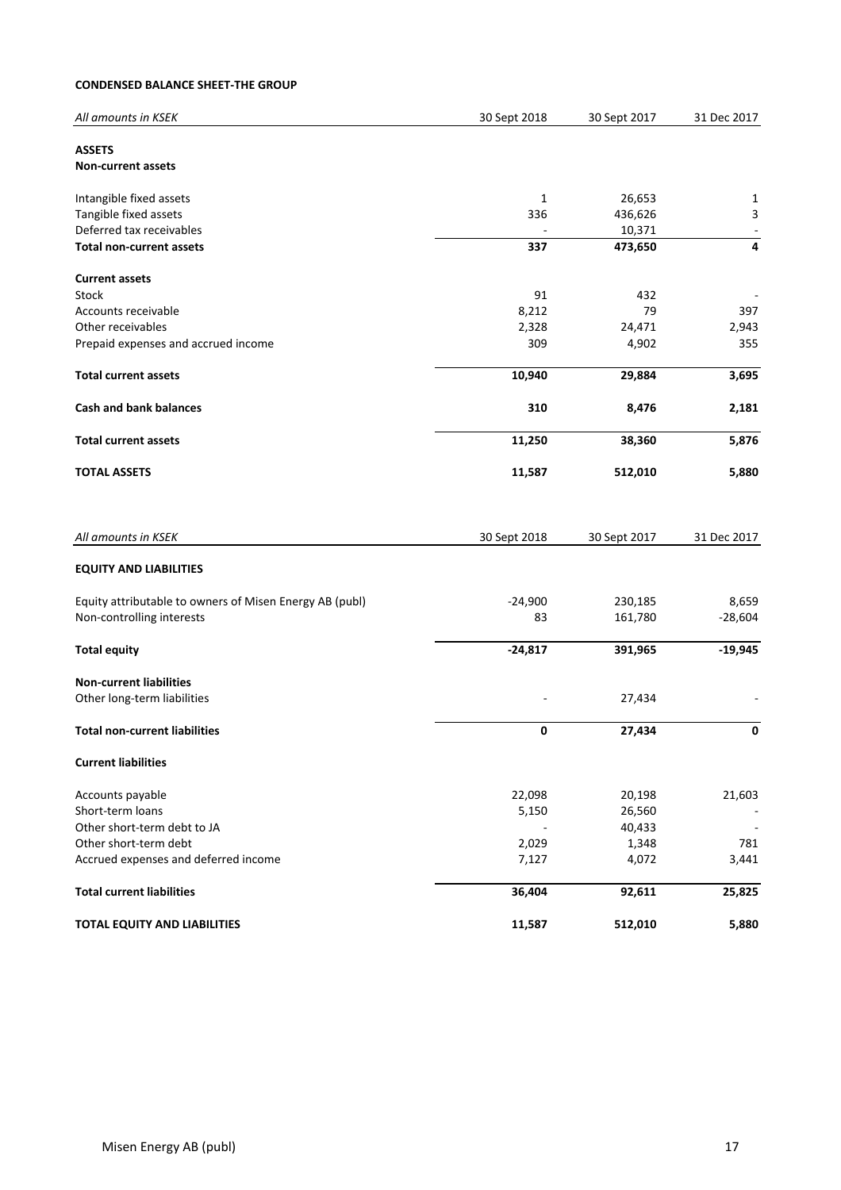**CONDENSED BALANCE SHEET-THE GROUP**

| *All amounts in KSEK* | 30 Sept 2018 | 30 Sept 2017 | 31 Dec 2017 |
|---|---|---|---|
| **ASSETS** | | | |
| **Non-current assets** | | | |
| Intangible fixed assets | 1 | 26,653 | 1 |
| Tangible fixed assets | 336 | 436,626 | 3 |
| Deferred tax receivables | - | 10,371 | - |
| **Total non-current assets** | **337** | **473,650** | **4** |
| **Current assets** | | | |
| Stock | 91 | 432 | - |
| Accounts receivable | 8,212 | 79 | 397 |
| Other receivables | 2,328 | 24,471 | 2,943 |
| Prepaid expenses and accrued income | 309 | 4,902 | 355 |
| **Total current assets** | **10,940** | **29,884** | **3,695** |
| **Cash and bank balances** | **310** | **8,476** | **2,181** |
| **Total current assets** | **11,250** | **38,360** | **5,876** |
| **TOTAL ASSETS** | **11,587** | **512,010** | **5,880** |

| *All amounts in KSEK* | 30 Sept 2018 | 30 Sept 2017 | 31 Dec 2017 |
|---|---|---|---|
| **EQUITY AND LIABILITIES** | | | |
| Equity attributable to owners of Misen Energy AB (publ) | -24,900 | 230,185 | 8,659 |
| Non-controlling interests | 83 | 161,780 | -28,604 |
| **Total equity** | **-24,817** | **391,965** | **-19,945** |
| **Non-current liabilities** | | | |
| Other long-term liabilities | - | 27,434 | - |
| **Total non-current liabilities** | **0** | **27,434** | **0** |
| **Current liabilities** | | | |
| Accounts payable | 22,098 | 20,198 | 21,603 |
| Short-term loans | 5,150 | 26,560 | - |
| Other short-term debt to JA | - | 40,433 | - |
| Other short-term debt | 2,029 | 1,348 | 781 |
| Accrued expenses and deferred income | 7,127 | 4,072 | 3,441 |
| **Total current liabilities** | **36,404** | **92,611** | **25,825** |
| **TOTAL EQUITY AND LIABILITIES** | **11,587** | **512,010** | **5,880** |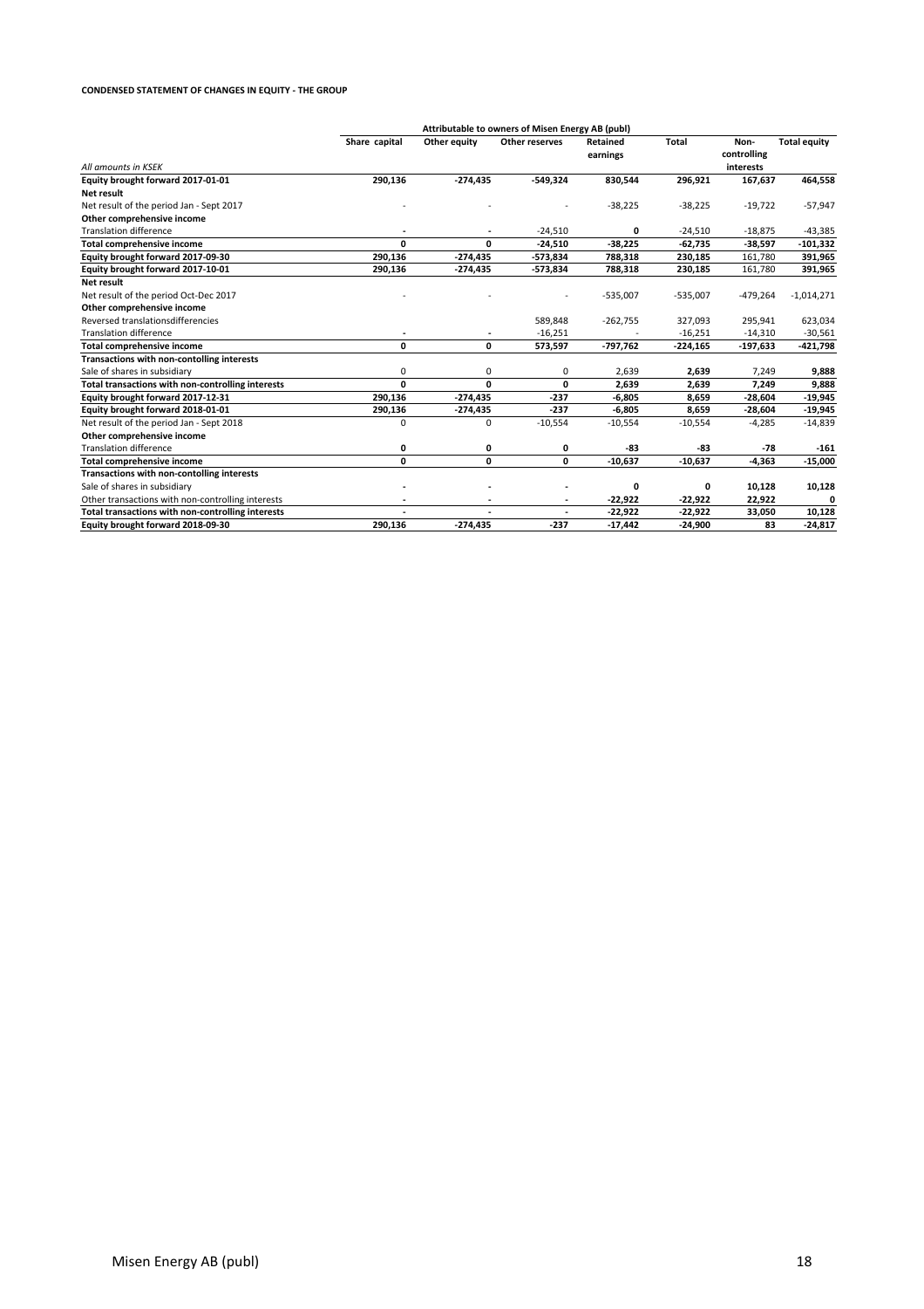**CONDENSED STATEMENT OF CHANGES IN EQUITY - THE GROUP**

| | Attributable to owners of Misen Energy AB (publ) | | | | | | |
|---|---|---|---|---|---|---|---|
| *All amounts in KSEK* | Share capital | Other equity | Other reserves | Retained earnings | Total | Non-controlling interests | Total equity |
| **Equity brought forward 2017-01-01** | **290,136** | **-274,435** | **-549,324** | **830,544** | **296,921** | **167,637** | **464,558** |
| **Net result** | | | | | | | |
| Net result of the period Jan - Sept 2017 | - | - | - | -38,225 | -38,225 | -19,722 | -57,947 |
| **Other comprehensive income** | | | | | | | |
| Translation difference | - | - | -24,510 | **0** | -24,510 | -18,875 | -43,385 |
| **Total comprehensive income** | **0** | **0** | **-24,510** | **-38,225** | **-62,735** | **-38,597** | **-101,332** |
| **Equity brought forward 2017-09-30** | **290,136** | **-274,435** | **-573,834** | **788,318** | **230,185** | 161,780 | **391,965** |
| **Equity brought forward 2017-10-01** | **290,136** | **-274,435** | **-573,834** | **788,318** | **230,185** | 161,780 | **391,965** |
| **Net result** | | | | | | | |
| Net result of the period Oct-Dec 2017 | - | - | - | -535,007 | -535,007 | -479,264 | -1,014,271 |
| **Other comprehensive income** | | | | | | | |
| Reversed translationsdifferencies | | | 589,848 | -262,755 | 327,093 | 295,941 | 623,034 |
| Translation difference | - | - | -16,251 | - | -16,251 | -14,310 | -30,561 |
| **Total comprehensive income** | **0** | **0** | **573,597** | **-797,762** | **-224,165** | **-197,633** | **-421,798** |
| **Transactions with non-contolling interests** | | | | | | | |
| Sale of shares in subsidiary | 0 | 0 | 0 | 2,639 | **2,639** | 7,249 | **9,888** |
| **Total transactions with non-controlling interests** | **0** | **0** | **0** | **2,639** | **2,639** | **7,249** | **9,888** |
| **Equity brought forward 2017-12-31** | **290,136** | **-274,435** | **-237** | **-6,805** | **8,659** | **-28,604** | **-19,945** |
| **Equity brought forward 2018-01-01** | **290,136** | **-274,435** | **-237** | **-6,805** | **8,659** | **-28,604** | **-19,945** |
| Net result of the period Jan - Sept 2018 | 0 | 0 | -10,554 | -10,554 | -10,554 | -4,285 | -14,839 |
| **Other comprehensive income** | | | | | | | |
| Translation difference | **0** | **0** | **0** | **-83** | **-83** | **-78** | **-161** |
| **Total comprehensive income** | **0** | **0** | **0** | **-10,637** | **-10,637** | **-4,363** | **-15,000** |
| **Transactions with non-contolling interests** | | | | | | | |
| Sale of shares in subsidiary | - | - | - | **0** | **0** | **10,128** | **10,128** |
| Other transactions with non-controlling interests | - | - | - | **-22,922** | **-22,922** | **22,922** | **0** |
| **Total transactions with non-controlling interests** | - | - | - | **-22,922** | **-22,922** | **33,050** | **10,128** |
| **Equity brought forward 2018-09-30** | **290,136** | **-274,435** | **-237** | **-17,442** | **-24,900** | **83** | **-24,817** |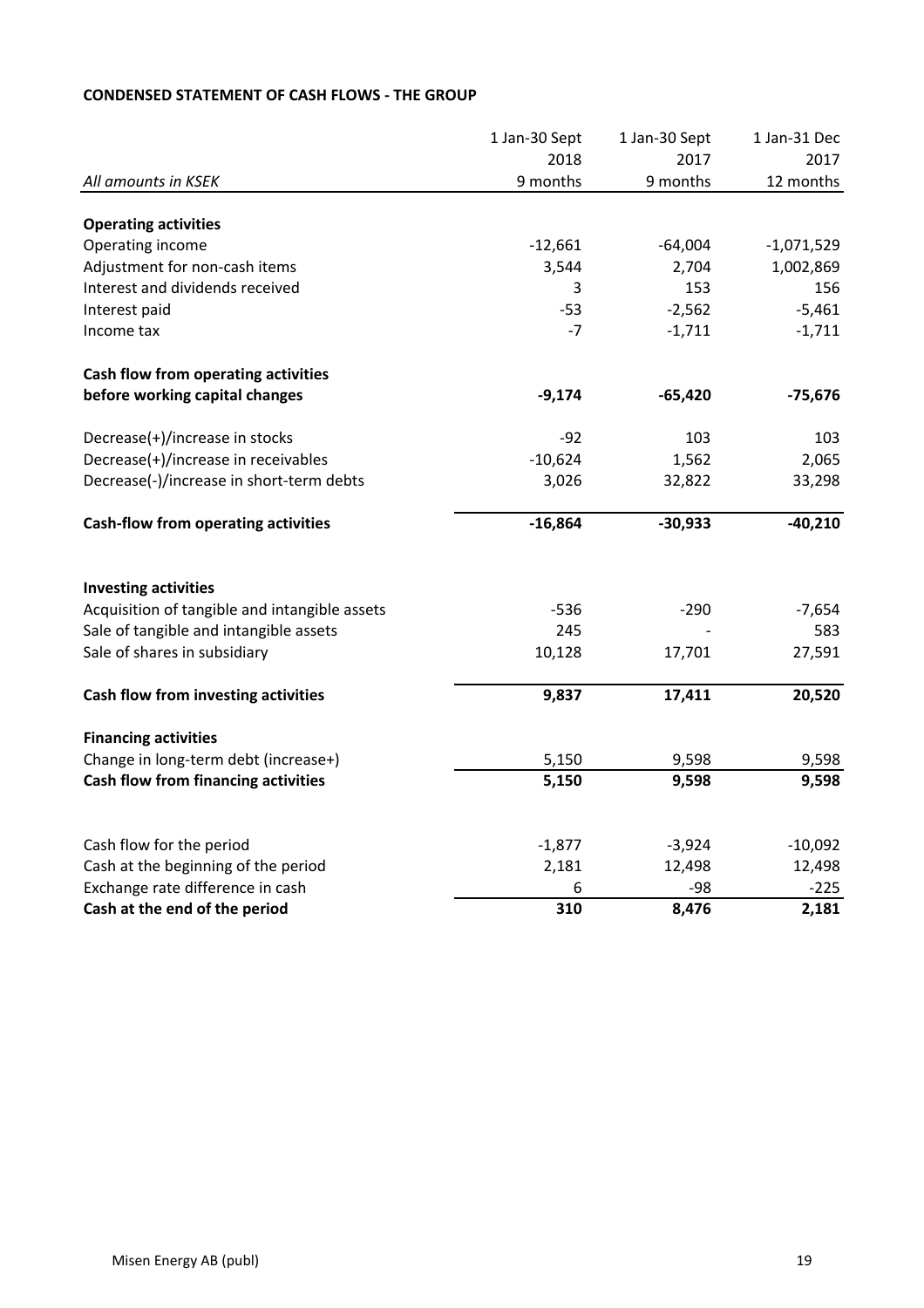**CONDENSED STATEMENT OF CASH FLOWS - THE GROUP**

| *All amounts in KSEK* | 1 Jan-30 Sept 2018 9 months | 1 Jan-30 Sept 2017 9 months | 1 Jan-31 Dec 2017 12 months |
|---|---|---|---|
| **Operating activities** | | | |
| Operating income | -12,661 | -64,004 | -1,071,529 |
| Adjustment for non-cash items | 3,544 | 2,704 | 1,002,869 |
| Interest and dividends received | 3 | 153 | 156 |
| Interest paid | -53 | -2,562 | -5,461 |
| Income tax | -7 | -1,711 | -1,711 |
| **Cash flow from operating activities before working capital changes** | **-9,174** | **-65,420** | **-75,676** |
| Decrease(+)/increase in stocks | -92 | 103 | 103 |
| Decrease(+)/increase in receivables | -10,624 | 1,562 | 2,065 |
| Decrease(-)/increase in short-term debts | 3,026 | 32,822 | 33,298 |
| **Cash-flow from operating activities** | **-16,864** | **-30,933** | **-40,210** |
| **Investing activities** | | | |
| Acquisition of tangible and intangible assets | -536 | -290 | -7,654 |
| Sale of tangible and intangible assets | 245 | - | 583 |
| Sale of shares in subsidiary | 10,128 | 17,701 | 27,591 |
| **Cash flow from investing activities** | **9,837** | **17,411** | **20,520** |
| **Financing activities** | | | |
| Change in long-term debt (increase+) | 5,150 | 9,598 | 9,598 |
| **Cash flow from financing activities** | **5,150** | **9,598** | **9,598** |
| Cash flow for the period | -1,877 | -3,924 | -10,092 |
| Cash at the beginning of the period | 2,181 | 12,498 | 12,498 |
| Exchange rate difference in cash | 6 | -98 | -225 |
| **Cash at the end of the period** | **310** | **8,476** | **2,181** |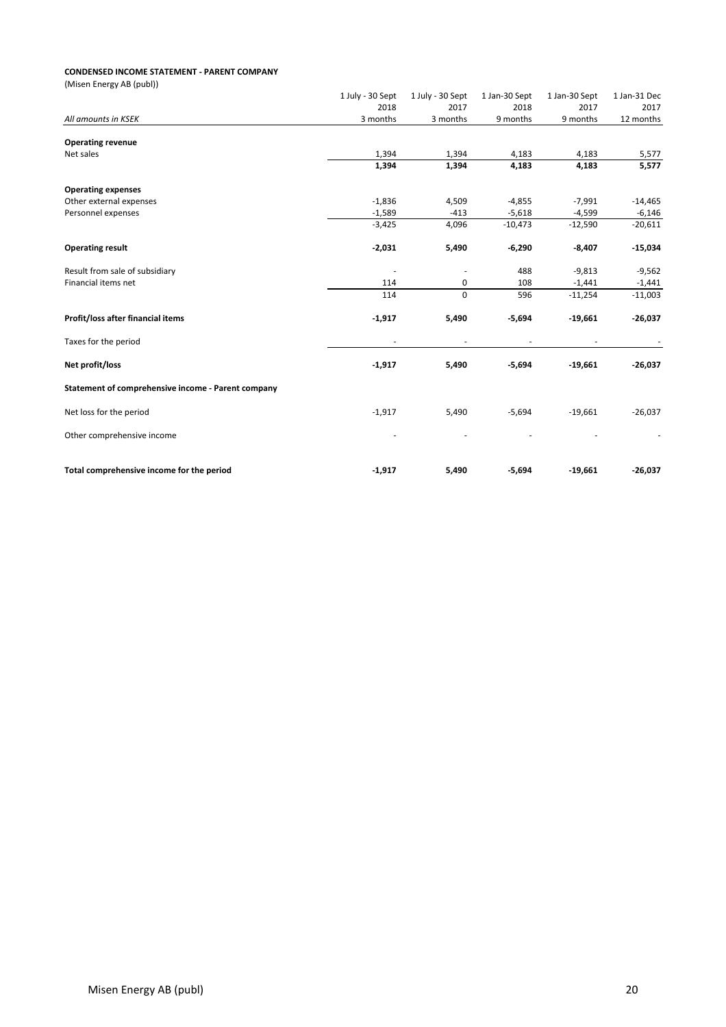**CONDENSED INCOME STATEMENT - PARENT COMPANY**

(Misen Energy AB (publ))

| *All amounts in KSEK* | 1 July - 30 Sept 2018 3 months | 1 July - 30 Sept 2017 3 months | 1 Jan-30 Sept 2018 9 months | 1 Jan-30 Sept 2017 9 months | 1 Jan-31 Dec 2017 12 months |
|---|---|---|---|---|---|
| **Operating revenue** | | | | | |
| Net sales | 1,394 | 1,394 | 4,183 | 4,183 | 5,577 |
| | **1,394** | **1,394** | **4,183** | **4,183** | **5,577** |
| **Operating expenses** | | | | | |
| Other external expenses | -1,836 | 4,509 | -4,855 | -7,991 | -14,465 |
| Personnel expenses | -1,589 | -413 | -5,618 | -4,599 | -6,146 |
| | -3,425 | 4,096 | -10,473 | -12,590 | -20,611 |
| **Operating result** | **-2,031** | **5,490** | **-6,290** | **-8,407** | **-15,034** |
| Result from sale of subsidiary | - | - | 488 | -9,813 | -9,562 |
| Financial items net | 114 | 0 | 108 | -1,441 | -1,441 |
| | 114 | 0 | 596 | -11,254 | -11,003 |
| **Profit/loss after financial items** | **-1,917** | **5,490** | **-5,694** | **-19,661** | **-26,037** |
| Taxes for the period | - | - | - | - | - |
| **Net profit/loss** | **-1,917** | **5,490** | **-5,694** | **-19,661** | **-26,037** |
| **Statement of comprehensive income - Parent company** | | | | | |
| Net loss for the period | -1,917 | 5,490 | -5,694 | -19,661 | -26,037 |
| Other comprehensive income | - | - | - | - | - |
| **Total comprehensive income for the period** | **-1,917** | **5,490** | **-5,694** | **-19,661** | **-26,037** |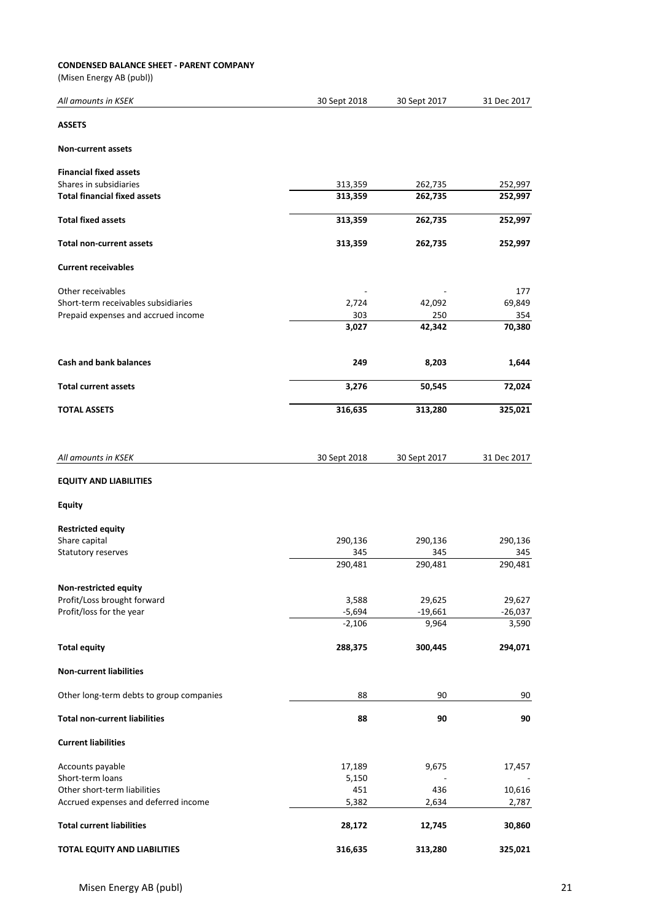**CONDENSED BALANCE SHEET - PARENT COMPANY**

(Misen Energy AB (publ))

| *All amounts in KSEK* | 30 Sept 2018 | 30 Sept 2017 | 31 Dec 2017 |
|---|---|---|---|
| **ASSETS** | | | |
| **Non-current assets** | | | |
| **Financial fixed assets** | | | |
| Shares in subsidiaries | 313,359 | 262,735 | 252,997 |
| **Total financial fixed assets** | **313,359** | **262,735** | **252,997** |
| **Total fixed assets** | **313,359** | **262,735** | **252,997** |
| **Total non-current assets** | **313,359** | **262,735** | **252,997** |
| **Current receivables** | | | |
| Other receivables | - | - | 177 |
| Short-term receivables subsidiaries | 2,724 | 42,092 | 69,849 |
| Prepaid expenses and accrued income | 303 | 250 | 354 |
| | **3,027** | **42,342** | **70,380** |
| **Cash and bank balances** | **249** | **8,203** | **1,644** |
| **Total current assets** | **3,276** | **50,545** | **72,024** |
| **TOTAL ASSETS** | **316,635** | **313,280** | **325,021** |

| *All amounts in KSEK* | 30 Sept 2018 | 30 Sept 2017 | 31 Dec 2017 |
|---|---|---|---|
| **EQUITY AND LIABILITIES** | | | |
| **Equity** | | | |
| **Restricted equity** | | | |
| Share capital | 290,136 | 290,136 | 290,136 |
| Statutory reserves | 345 | 345 | 345 |
| | 290,481 | 290,481 | 290,481 |
| **Non-restricted equity** | | | |
| Profit/Loss brought forward | 3,588 | 29,625 | 29,627 |
| Profit/loss for the year | -5,694 | -19,661 | -26,037 |
| | -2,106 | 9,964 | 3,590 |
| **Total equity** | **288,375** | **300,445** | **294,071** |
| **Non-current liabilities** | | | |
| Other long-term debts to group companies | 88 | 90 | 90 |
| **Total non-current liabilities** | **88** | **90** | **90** |
| **Current liabilities** | | | |
| Accounts payable | 17,189 | 9,675 | 17,457 |
| Short-term loans | 5,150 | - | - |
| Other short-term liabilities | 451 | 436 | 10,616 |
| Accrued expenses and deferred income | 5,382 | 2,634 | 2,787 |
| **Total current liabilities** | **28,172** | **12,745** | **30,860** |
| **TOTAL EQUITY AND LIABILITIES** | **316,635** | **313,280** | **325,021** |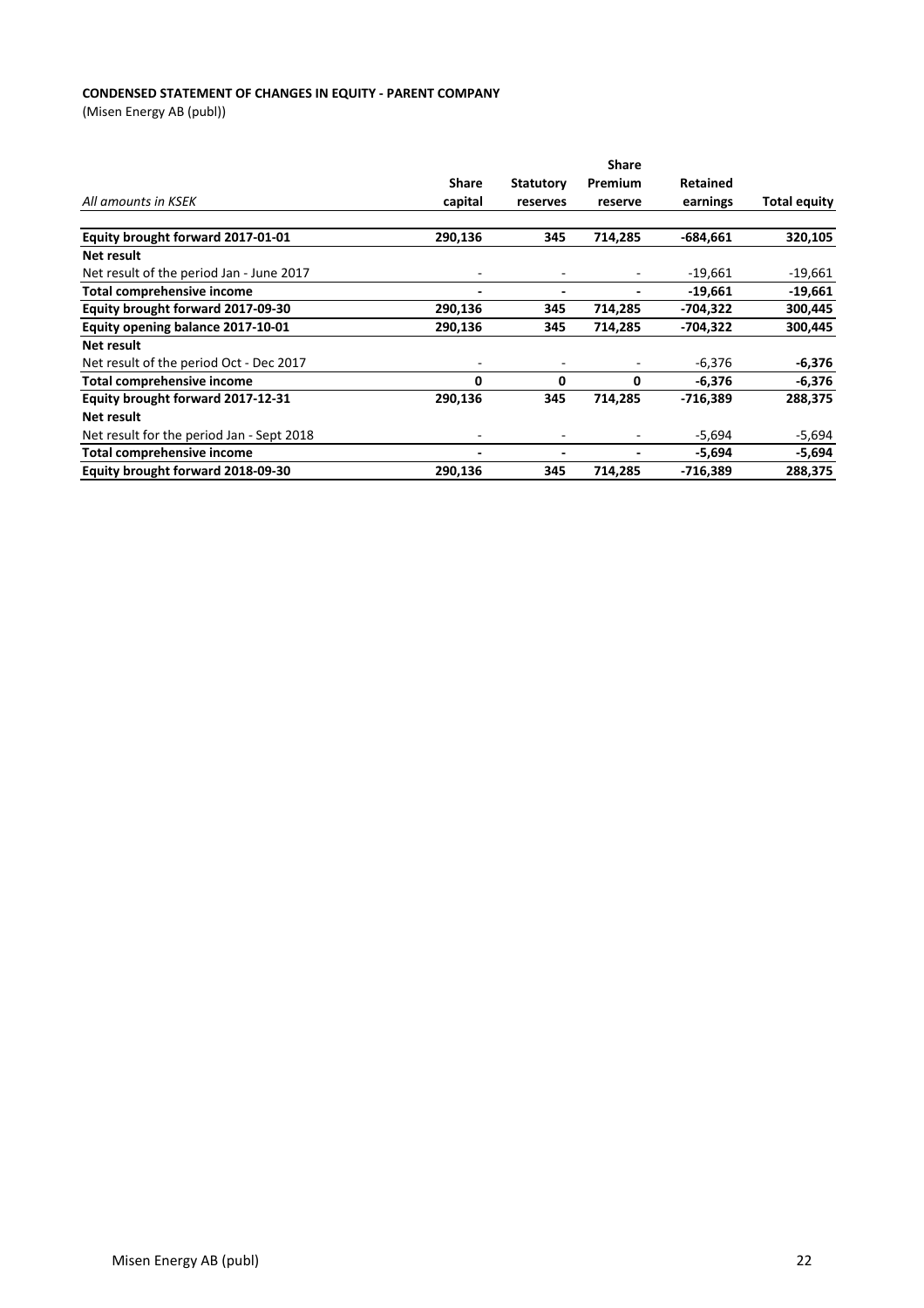**CONDENSED STATEMENT OF CHANGES IN EQUITY - PARENT COMPANY**

(Misen Energy AB (publ))

| *All amounts in KSEK* | Share capital | Statutory reserves | Share Premium reserve | Retained earnings | Total equity |
|---|---|---|---|---|---|
| **Equity brought forward 2017-01-01** | **290,136** | **345** | **714,285** | **-684,661** | **320,105** |
| **Net result** | | | | | |
| Net result of the period Jan - June 2017 | - | - | - | -19,661 | -19,661 |
| **Total comprehensive income** | **-** | **-** | **-** | **-19,661** | **-19,661** |
| **Equity brought forward 2017-09-30** | **290,136** | **345** | **714,285** | **-704,322** | **300,445** |
| **Equity opening balance 2017-10-01** | **290,136** | **345** | **714,285** | **-704,322** | **300,445** |
| **Net result** | | | | | |
| Net result of the period Oct - Dec 2017 | - | - | - | -6,376 | **-6,376** |
| **Total comprehensive income** | **0** | **0** | **0** | **-6,376** | **-6,376** |
| **Equity brought forward 2017-12-31** | **290,136** | **345** | **714,285** | **-716,389** | **288,375** |
| **Net result** | | | | | |
| Net result for the period Jan - Sept 2018 | - | - | - | -5,694 | -5,694 |
| **Total comprehensive income** | **-** | **-** | **-** | **-5,694** | **-5,694** |
| **Equity brought forward 2018-09-30** | **290,136** | **345** | **714,285** | **-716,389** | **288,375** |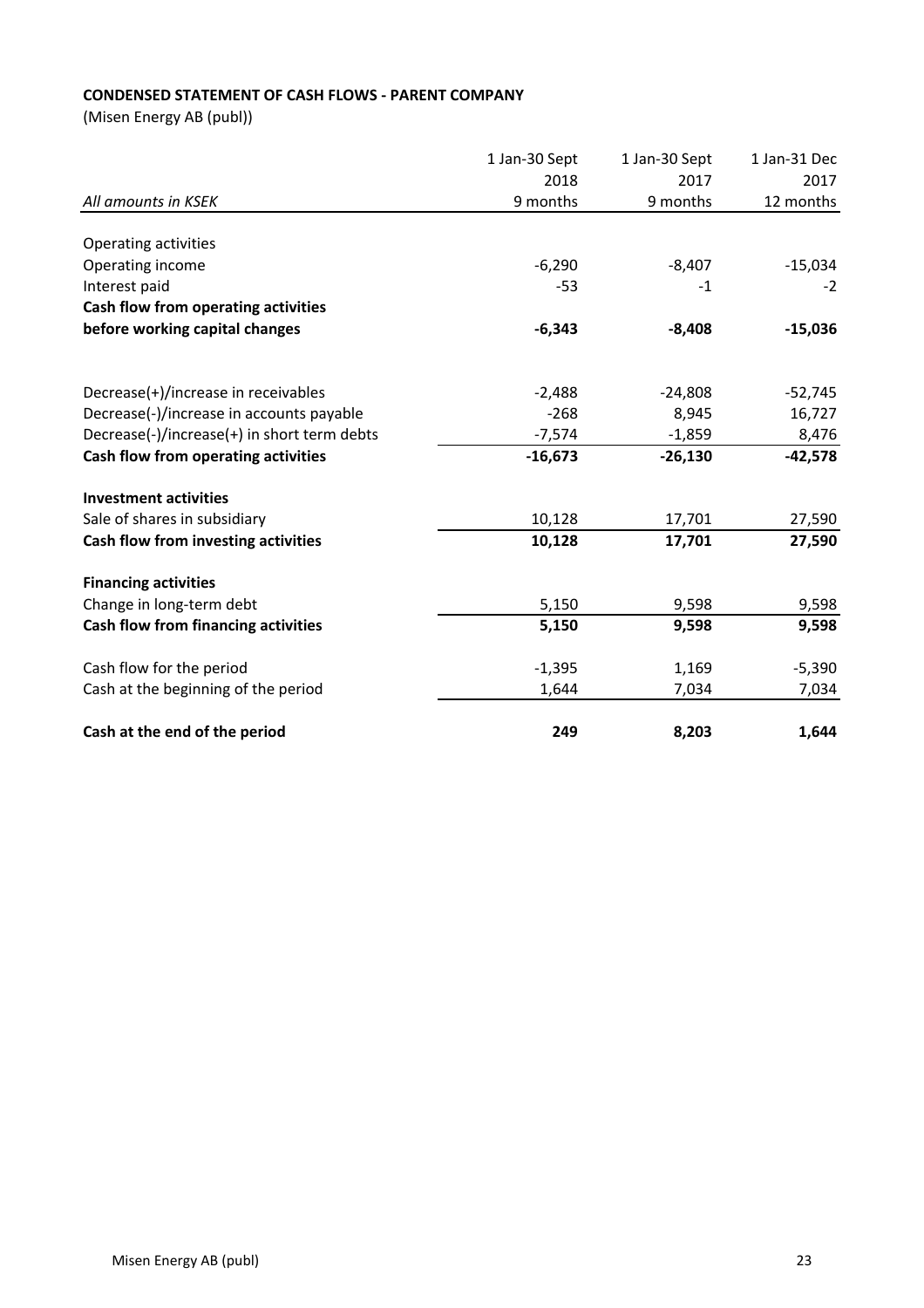**CONDENSED STATEMENT OF CASH FLOWS - PARENT COMPANY**

(Misen Energy AB (publ))

| *All amounts in KSEK* | 1 Jan-30 Sept 2018 9 months | 1 Jan-30 Sept 2017 9 months | 1 Jan-31 Dec 2017 12 months |
|---|---|---|---|
| Operating activities | | | |
| Operating income | -6,290 | -8,407 | -15,034 |
| Interest paid | -53 | -1 | -2 |
| **Cash flow from operating activities before working capital changes** | **-6,343** | **-8,408** | **-15,036** |
| Decrease(+)/increase in receivables | -2,488 | -24,808 | -52,745 |
| Decrease(-)/increase in accounts payable | -268 | 8,945 | 16,727 |
| Decrease(-)/increase(+) in short term debts | -7,574 | -1,859 | 8,476 |
| **Cash flow from operating activities** | **-16,673** | **-26,130** | **-42,578** |
| **Investment activities** | | | |
| Sale of shares in subsidiary | 10,128 | 17,701 | 27,590 |
| **Cash flow from investing activities** | **10,128** | **17,701** | **27,590** |
| **Financing activities** | | | |
| Change in long-term debt | 5,150 | 9,598 | 9,598 |
| **Cash flow from financing activities** | **5,150** | **9,598** | **9,598** |
| Cash flow for the period | -1,395 | 1,169 | -5,390 |
| Cash at the beginning of the period | 1,644 | 7,034 | 7,034 |
| **Cash at the end of the period** | **249** | **8,203** | **1,644** |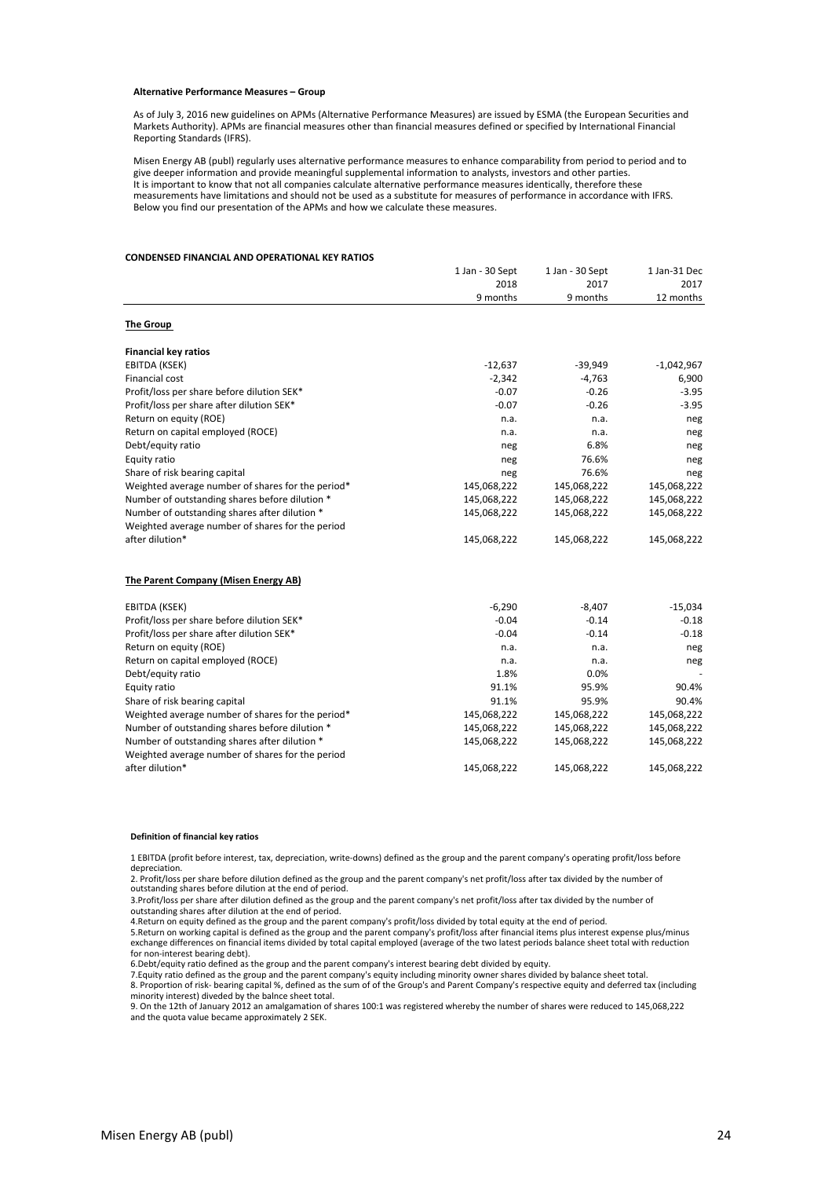**Alternative Performance Measures – Group**

As of July 3, 2016 new guidelines on APMs (Alternative Performance Measures) are issued by ESMA (the European Securities and Markets Authority). APMs are financial measures other than financial measures defined or specified by International Financial Reporting Standards (IFRS).

Misen Energy AB (publ) regularly uses alternative performance measures to enhance comparability from period to period and to give deeper information and provide meaningful supplemental information to analysts, investors and other parties. It is important to know that not all companies calculate alternative performance measures identically, therefore these measurements have limitations and should not be used as a substitute for measures of performance in accordance with IFRS. Below you find our presentation of the APMs and how we calculate these measures.

**CONDENSED FINANCIAL AND OPERATIONAL KEY RATIOS**

| | 1 Jan - 30 Sept 2018 9 months | 1 Jan - 30 Sept 2017 9 months | 1 Jan-31 Dec 2017 12 months |
|---|---|---|---|
| **The Group** | | | |
| **Financial key ratios** | | | |
| EBITDA (KSEK) | -12,637 | -39,949 | -1,042,967 |
| Financial cost | -2,342 | -4,763 | 6,900 |
| Profit/loss per share before dilution SEK* | -0.07 | -0.26 | -3.95 |
| Profit/loss per share after dilution SEK* | -0.07 | -0.26 | -3.95 |
| Return on equity (ROE) | n.a. | n.a. | neg |
| Return on capital employed (ROCE) | n.a. | n.a. | neg |
| Debt/equity ratio | neg | 6.8% | neg |
| Equity ratio | neg | 76.6% | neg |
| Share of risk bearing capital | neg | 76.6% | neg |
| Weighted average number of shares for the period* | 145,068,222 | 145,068,222 | 145,068,222 |
| Number of outstanding shares before dilution * | 145,068,222 | 145,068,222 | 145,068,222 |
| Number of outstanding shares after dilution * | 145,068,222 | 145,068,222 | 145,068,222 |
| Weighted average number of shares for the period after dilution* | 145,068,222 | 145,068,222 | 145,068,222 |
| **The Parent Company (Misen Energy AB)** | | | |
| EBITDA (KSEK) | -6,290 | -8,407 | -15,034 |
| Profit/loss per share before dilution SEK* | -0.04 | -0.14 | -0.18 |
| Profit/loss per share after dilution SEK* | -0.04 | -0.14 | -0.18 |
| Return on equity (ROE) | n.a. | n.a. | neg |
| Return on capital employed (ROCE) | n.a. | n.a. | neg |
| Debt/equity ratio | 1.8% | 0.0% | - |
| Equity ratio | 91.1% | 95.9% | 90.4% |
| Share of risk bearing capital | 91.1% | 95.9% | 90.4% |
| Weighted average number of shares for the period* | 145,068,222 | 145,068,222 | 145,068,222 |
| Number of outstanding shares before dilution * | 145,068,222 | 145,068,222 | 145,068,222 |
| Number of outstanding shares after dilution * | 145,068,222 | 145,068,222 | 145,068,222 |
| Weighted average number of shares for the period after dilution* | 145,068,222 | 145,068,222 | 145,068,222 |

**Definition of financial key ratios**

1 EBITDA (profit before interest, tax, depreciation, write-downs) defined as the group and the parent company's operating profit/loss before depreciation.

2. Profit/loss per share before dilution defined as the group and the parent company's net profit/loss after tax divided by the number of outstanding shares before dilution at the end of period.

3.Profit/loss per share after dilution defined as the group and the parent company's net profit/loss after tax divided by the number of outstanding shares after dilution at the end of period.

4.Return on equity defined as the group and the parent company's profit/loss divided by total equity at the end of period.

5.Return on working capital is defined as the group and the parent company's profit/loss after financial items plus interest expense plus/minus exchange differences on financial items divided by total capital employed (average of the two latest periods balance sheet total with reduction for non-interest bearing debt).

6.Debt/equity ratio defined as the group and the parent company's interest bearing debt divided by equity.

7.Equity ratio defined as the group and the parent company's equity including minority owner shares divided by balance sheet total.

8. Proportion of risk- bearing capital %, defined as the sum of of the Group's and Parent Company's respective equity and deferred tax (including minority interest) diveded by the balnce sheet total.

9. On the 12th of January 2012 an amalgamation of shares 100:1 was registered whereby the number of shares were reduced to 145,068,222 and the quota value became approximately 2 SEK.